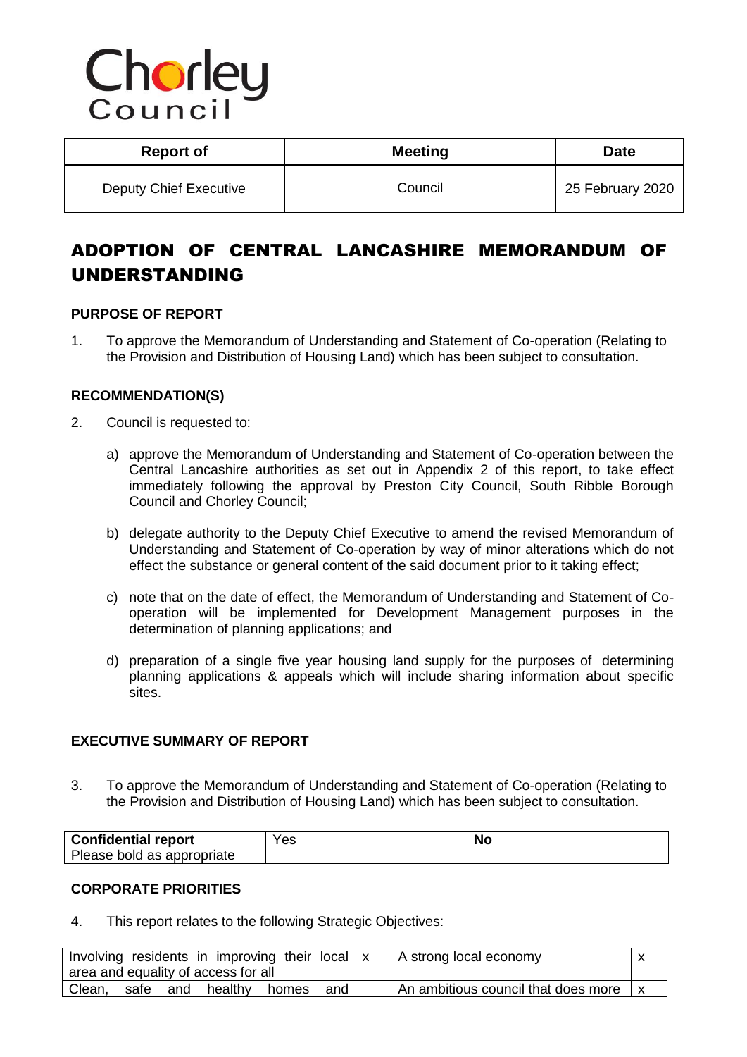Chorley Council

| Report of | Meeting | Date |
| --- | --- | --- |
| Deputy Chief Executive | Council | 25 February 2020 |

# ADOPTION OF CENTRAL LANCASHIRE MEMORANDUM OF UNDERSTANDING

### PURPOSE OF REPORT

1. To approve the Memorandum of Understanding and Statement of Co-operation (Relating to the Provision and Distribution of Housing Land) which has been subject to consultation.

### RECOMMENDATION(S)

2. Council is requested to:

   a) approve the Memorandum of Understanding and Statement of Co-operation between the Central Lancashire authorities as set out in Appendix 2 of this report, to take effect immediately following the approval by Preston City Council, South Ribble Borough Council and Chorley Council;

   b) delegate authority to the Deputy Chief Executive to amend the revised Memorandum of Understanding and Statement of Co-operation by way of minor alterations which do not effect the substance or general content of the said document prior to it taking effect;

   c) note that on the date of effect, the Memorandum of Understanding and Statement of Co-operation will be implemented for Development Management purposes in the determination of planning applications; and

   d) preparation of a single five year housing land supply for the purposes of determining planning applications & appeals which will include sharing information about specific sites.

### EXECUTIVE SUMMARY OF REPORT

3. To approve the Memorandum of Understanding and Statement of Co-operation (Relating to the Provision and Distribution of Housing Land) which has been subject to consultation.

| **Confidential report**<br>Please bold as appropriate | Yes | **No** |
| --- | --- | --- |

### CORPORATE PRIORITIES

4. This report relates to the following Strategic Objectives:

| Involving residents in improving their local area and equality of access for all | x | A strong local economy | x |
| --- | --- | --- | --- |
| Clean, safe and healthy homes and | | An ambitious council that does more | x |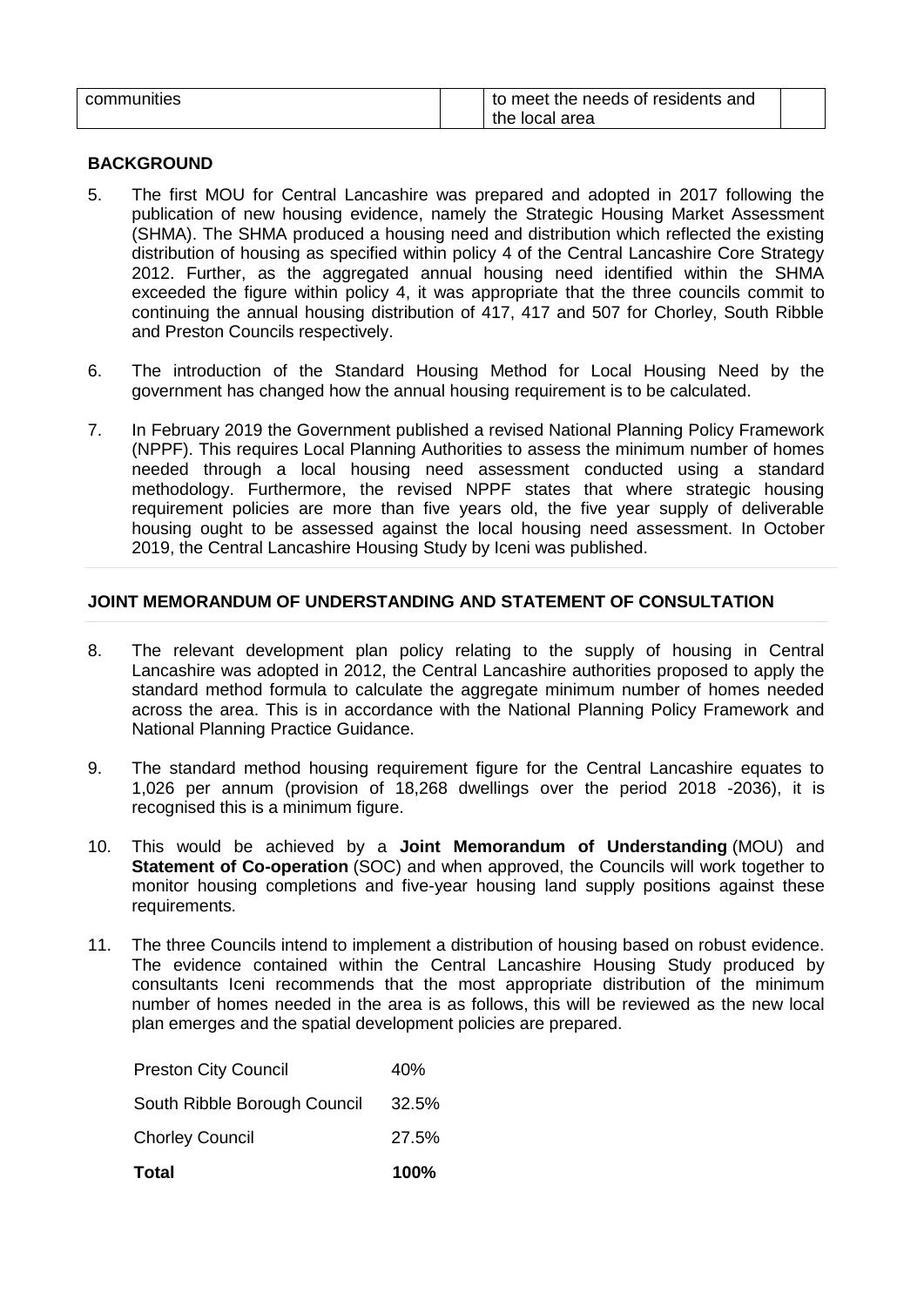| communities | | to meet the needs of residents and the local area | |
|---|---|---|---|

**BACKGROUND**

5. The first MOU for Central Lancashire was prepared and adopted in 2017 following the publication of new housing evidence, namely the Strategic Housing Market Assessment (SHMA). The SHMA produced a housing need and distribution which reflected the existing distribution of housing as specified within policy 4 of the Central Lancashire Core Strategy 2012. Further, as the aggregated annual housing need identified within the SHMA exceeded the figure within policy 4, it was appropriate that the three councils commit to continuing the annual housing distribution of 417, 417 and 507 for Chorley, South Ribble and Preston Councils respectively.

6. The introduction of the Standard Housing Method for Local Housing Need by the government has changed how the annual housing requirement is to be calculated.

7. In February 2019 the Government published a revised National Planning Policy Framework (NPPF). This requires Local Planning Authorities to assess the minimum number of homes needed through a local housing need assessment conducted using a standard methodology. Furthermore, the revised NPPF states that where strategic housing requirement policies are more than five years old, the five year supply of deliverable housing ought to be assessed against the local housing need assessment. In October 2019, the Central Lancashire Housing Study by Iceni was published.

**JOINT MEMORANDUM OF UNDERSTANDING AND STATEMENT OF CONSULTATION**

8. The relevant development plan policy relating to the supply of housing in Central Lancashire was adopted in 2012, the Central Lancashire authorities proposed to apply the standard method formula to calculate the aggregate minimum number of homes needed across the area. This is in accordance with the National Planning Policy Framework and National Planning Practice Guidance.

9. The standard method housing requirement figure for the Central Lancashire equates to 1,026 per annum (provision of 18,268 dwellings over the period 2018 -2036), it is recognised this is a minimum figure.

10. This would be achieved by a **Joint Memorandum of Understanding** (MOU) and **Statement of Co-operation** (SOC) and when approved, the Councils will work together to monitor housing completions and five-year housing land supply positions against these requirements.

11. The three Councils intend to implement a distribution of housing based on robust evidence. The evidence contained within the Central Lancashire Housing Study produced by consultants Iceni recommends that the most appropriate distribution of the minimum number of homes needed in the area is as follows, this will be reviewed as the new local plan emerges and the spatial development policies are prepared.

| | |
|---|---|
| Preston City Council | 40% |
| South Ribble Borough Council | 32.5% |
| Chorley Council | 27.5% |
| **Total** | **100%** |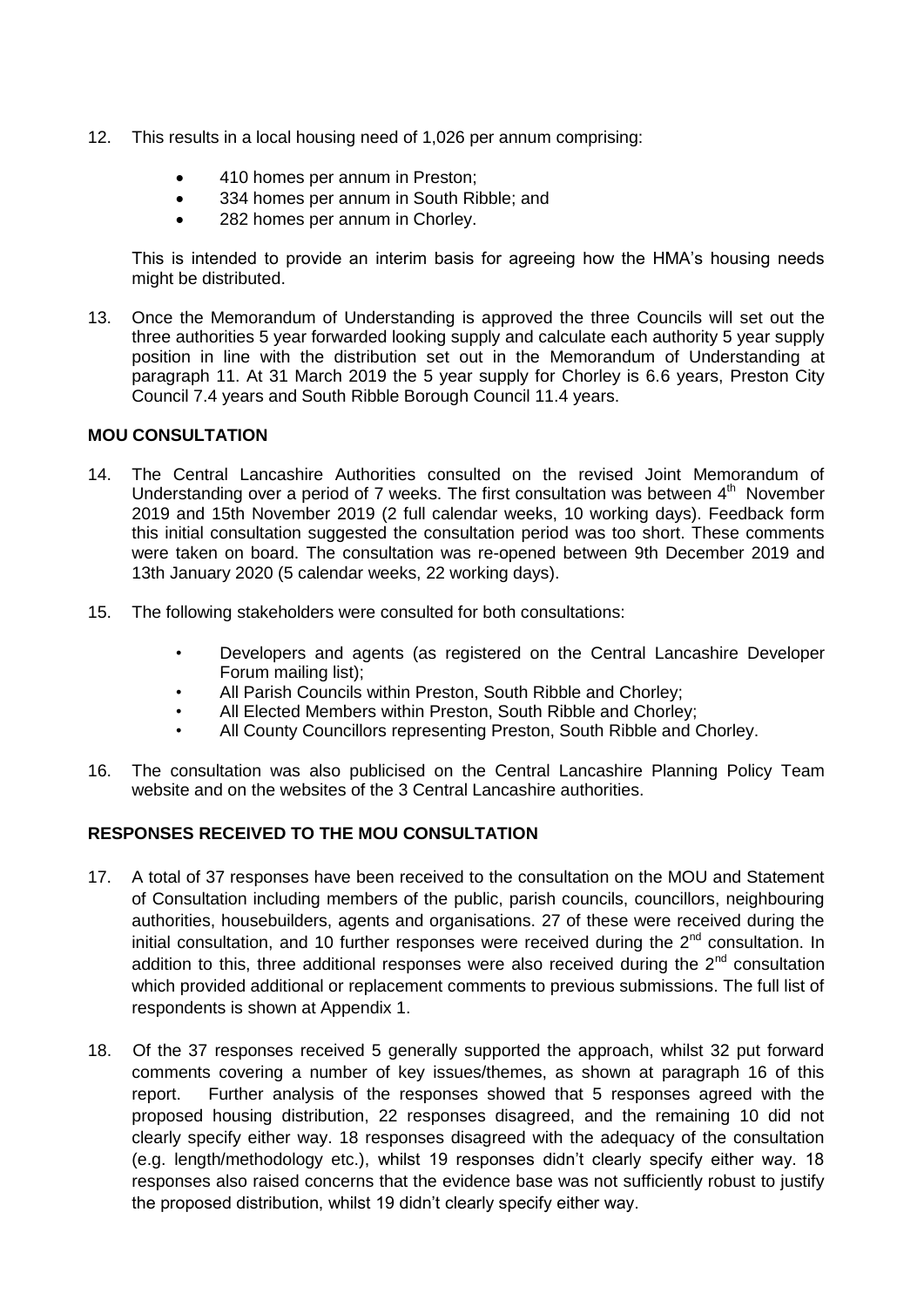12. This results in a local housing need of 1,026 per annum comprising:

    - 410 homes per annum in Preston;
    - 334 homes per annum in South Ribble; and
    - 282 homes per annum in Chorley.

    This is intended to provide an interim basis for agreeing how the HMA's housing needs might be distributed.

13. Once the Memorandum of Understanding is approved the three Councils will set out the three authorities 5 year forwarded looking supply and calculate each authority 5 year supply position in line with the distribution set out in the Memorandum of Understanding at paragraph 11. At 31 March 2019 the 5 year supply for Chorley is 6.6 years, Preston City Council 7.4 years and South Ribble Borough Council 11.4 years.

**MOU CONSULTATION**

14. The Central Lancashire Authorities consulted on the revised Joint Memorandum of Understanding over a period of 7 weeks. The first consultation was between 4th November 2019 and 15th November 2019 (2 full calendar weeks, 10 working days). Feedback form this initial consultation suggested the consultation period was too short. These comments were taken on board. The consultation was re-opened between 9th December 2019 and 13th January 2020 (5 calendar weeks, 22 working days).

15. The following stakeholders were consulted for both consultations:

    - Developers and agents (as registered on the Central Lancashire Developer Forum mailing list);
    - All Parish Councils within Preston, South Ribble and Chorley;
    - All Elected Members within Preston, South Ribble and Chorley;
    - All County Councillors representing Preston, South Ribble and Chorley.

16. The consultation was also publicised on the Central Lancashire Planning Policy Team website and on the websites of the 3 Central Lancashire authorities.

**RESPONSES RECEIVED TO THE MOU CONSULTATION**

17. A total of 37 responses have been received to the consultation on the MOU and Statement of Consultation including members of the public, parish councils, councillors, neighbouring authorities, housebuilders, agents and organisations. 27 of these were received during the initial consultation, and 10 further responses were received during the 2nd consultation. In addition to this, three additional responses were also received during the 2nd consultation which provided additional or replacement comments to previous submissions. The full list of respondents is shown at Appendix 1.

18. Of the 37 responses received 5 generally supported the approach, whilst 32 put forward comments covering a number of key issues/themes, as shown at paragraph 16 of this report. Further analysis of the responses showed that 5 responses agreed with the proposed housing distribution, 22 responses disagreed, and the remaining 10 did not clearly specify either way. 18 responses disagreed with the adequacy of the consultation (e.g. length/methodology etc.), whilst 19 responses didn't clearly specify either way. 18 responses also raised concerns that the evidence base was not sufficiently robust to justify the proposed distribution, whilst 19 didn't clearly specify either way.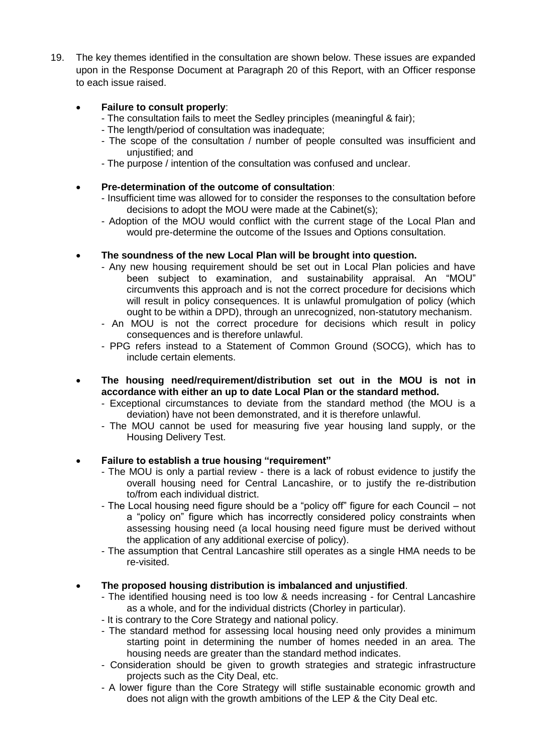19. The key themes identified in the consultation are shown below. These issues are expanded upon in the Response Document at Paragraph 20 of this Report, with an Officer response to each issue raised.

- **Failure to consult properly**:
  - The consultation fails to meet the Sedley principles (meaningful & fair);
  - The length/period of consultation was inadequate;
  - The scope of the consultation / number of people consulted was insufficient and unjustified; and
  - The purpose / intention of the consultation was confused and unclear.

- **Pre-determination of the outcome of consultation**:
  - Insufficient time was allowed for to consider the responses to the consultation before decisions to adopt the MOU were made at the Cabinet(s);
  - Adoption of the MOU would conflict with the current stage of the Local Plan and would pre-determine the outcome of the Issues and Options consultation.

- **The soundness of the new Local Plan will be brought into question.**
  - Any new housing requirement should be set out in Local Plan policies and have been subject to examination, and sustainability appraisal. An "MOU" circumvents this approach and is not the correct procedure for decisions which will result in policy consequences. It is unlawful promulgation of policy (which ought to be within a DPD), through an unrecognized, non-statutory mechanism.
  - An MOU is not the correct procedure for decisions which result in policy consequences and is therefore unlawful.
  - PPG refers instead to a Statement of Common Ground (SOCG), which has to include certain elements.

- **The housing need/requirement/distribution set out in the MOU is not in accordance with either an up to date Local Plan or the standard method.**
  - Exceptional circumstances to deviate from the standard method (the MOU is a deviation) have not been demonstrated, and it is therefore unlawful.
  - The MOU cannot be used for measuring five year housing land supply, or the Housing Delivery Test.

- **Failure to establish a true housing "requirement"**
  - The MOU is only a partial review - there is a lack of robust evidence to justify the overall housing need for Central Lancashire, or to justify the re-distribution to/from each individual district.
  - The Local housing need figure should be a "policy off" figure for each Council – not a "policy on" figure which has incorrectly considered policy constraints when assessing housing need (a local housing need figure must be derived without the application of any additional exercise of policy).
  - The assumption that Central Lancashire still operates as a single HMA needs to be re-visited.

- **The proposed housing distribution is imbalanced and unjustified**.
  - The identified housing need is too low & needs increasing - for Central Lancashire as a whole, and for the individual districts (Chorley in particular).
  - It is contrary to the Core Strategy and national policy.
  - The standard method for assessing local housing need only provides a minimum starting point in determining the number of homes needed in an area. The housing needs are greater than the standard method indicates.
  - Consideration should be given to growth strategies and strategic infrastructure projects such as the City Deal, etc.
  - A lower figure than the Core Strategy will stifle sustainable economic growth and does not align with the growth ambitions of the LEP & the City Deal etc.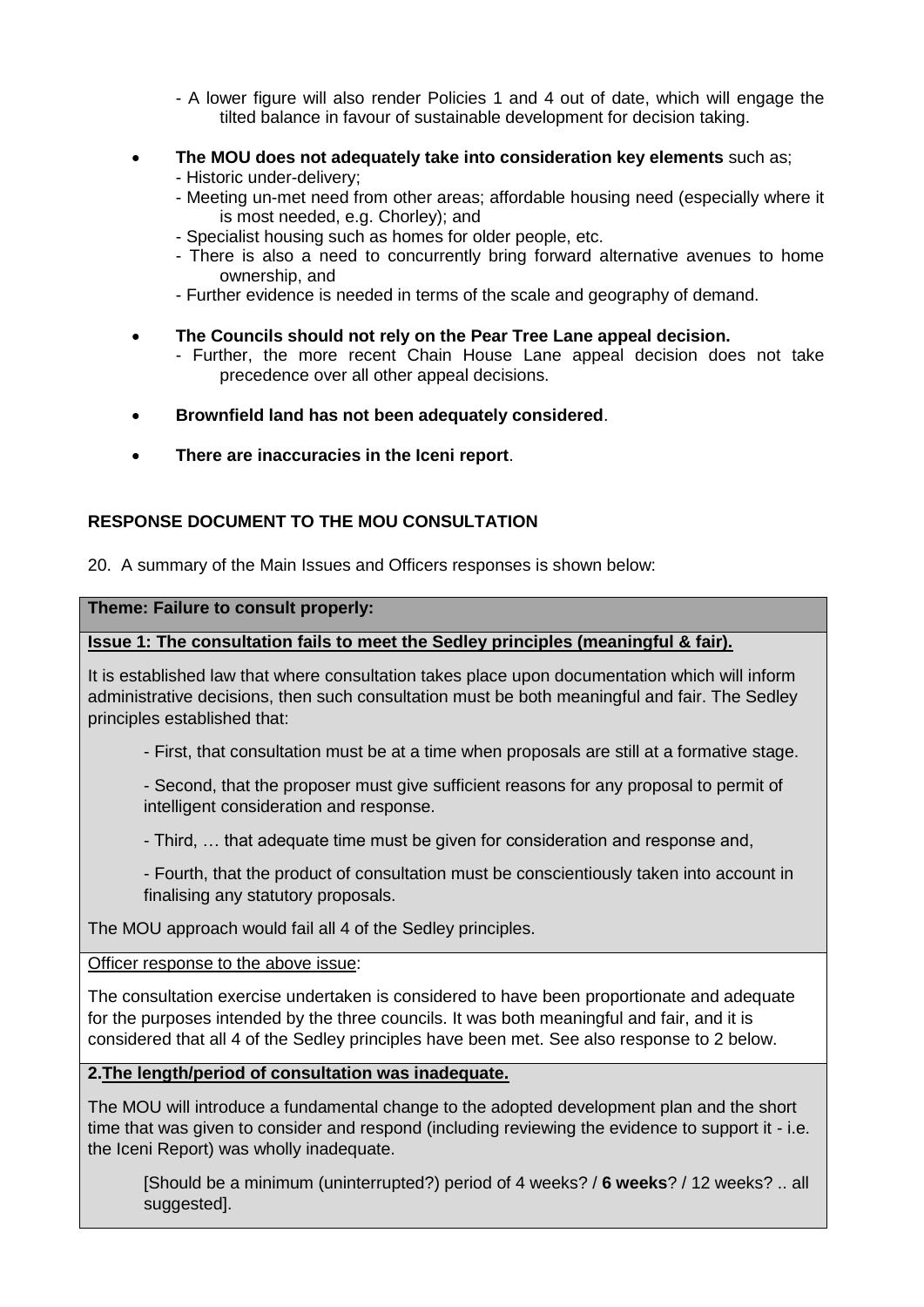- A lower figure will also render Policies 1 and 4 out of date, which will engage the tilted balance in favour of sustainable development for decision taking.

- **The MOU does not adequately take into consideration key elements** such as;
  - Historic under-delivery;
  - Meeting un-met need from other areas; affordable housing need (especially where it is most needed, e.g. Chorley); and
  - Specialist housing such as homes for older people, etc.
  - There is also a need to concurrently bring forward alternative avenues to home ownership, and
  - Further evidence is needed in terms of the scale and geography of demand.
- **The Councils should not rely on the Pear Tree Lane appeal decision.**
  - Further, the more recent Chain House Lane appeal decision does not take precedence over all other appeal decisions.
- **Brownfield land has not been adequately considered**.
- **There are inaccuracies in the Iceni report**.

## RESPONSE DOCUMENT TO THE MOU CONSULTATION

20. A summary of the Main Issues and Officers responses is shown below:

**Theme: Failure to consult properly:**

**Issue 1: The consultation fails to meet the Sedley principles (meaningful & fair).**

It is established law that where consultation takes place upon documentation which will inform administrative decisions, then such consultation must be both meaningful and fair. The Sedley principles established that:

- First, that consultation must be at a time when proposals are still at a formative stage.
- Second, that the proposer must give sufficient reasons for any proposal to permit of intelligent consideration and response.
- Third, … that adequate time must be given for consideration and response and,
- Fourth, that the product of consultation must be conscientiously taken into account in finalising any statutory proposals.

The MOU approach would fail all 4 of the Sedley principles.

Officer response to the above issue:

The consultation exercise undertaken is considered to have been proportionate and adequate for the purposes intended by the three councils. It was both meaningful and fair, and it is considered that all 4 of the Sedley principles have been met. See also response to 2 below.

**2. The length/period of consultation was inadequate.**

The MOU will introduce a fundamental change to the adopted development plan and the short time that was given to consider and respond (including reviewing the evidence to support it - i.e. the Iceni Report) was wholly inadequate.

[Should be a minimum (uninterrupted?) period of 4 weeks? / **6 weeks**? / 12 weeks? .. all suggested].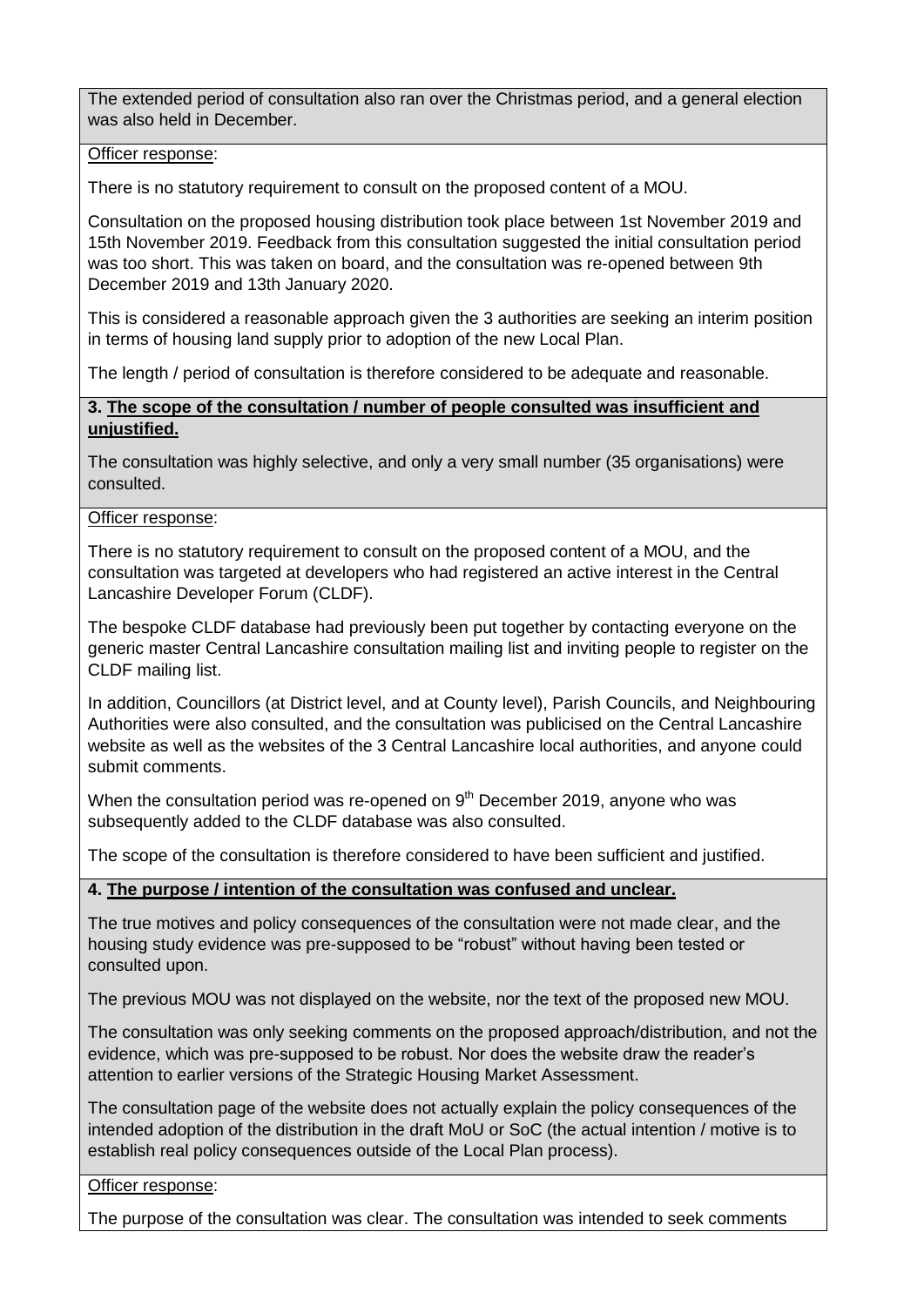The extended period of consultation also ran over the Christmas period, and a general election was also held in December.

Officer response:

There is no statutory requirement to consult on the proposed content of a MOU.

Consultation on the proposed housing distribution took place between 1st November 2019 and 15th November 2019. Feedback from this consultation suggested the initial consultation period was too short. This was taken on board, and the consultation was re-opened between 9th December 2019 and 13th January 2020.

This is considered a reasonable approach given the 3 authorities are seeking an interim position in terms of housing land supply prior to adoption of the new Local Plan.

The length / period of consultation is therefore considered to be adequate and reasonable.

**3. The scope of the consultation / number of people consulted was insufficient and unjustified.**

The consultation was highly selective, and only a very small number (35 organisations) were consulted.

Officer response:

There is no statutory requirement to consult on the proposed content of a MOU, and the consultation was targeted at developers who had registered an active interest in the Central Lancashire Developer Forum (CLDF).

The bespoke CLDF database had previously been put together by contacting everyone on the generic master Central Lancashire consultation mailing list and inviting people to register on the CLDF mailing list.

In addition, Councillors (at District level, and at County level), Parish Councils, and Neighbouring Authorities were also consulted, and the consultation was publicised on the Central Lancashire website as well as the websites of the 3 Central Lancashire local authorities, and anyone could submit comments.

When the consultation period was re-opened on 9th December 2019, anyone who was subsequently added to the CLDF database was also consulted.

The scope of the consultation is therefore considered to have been sufficient and justified.

**4. The purpose / intention of the consultation was confused and unclear.**

The true motives and policy consequences of the consultation were not made clear, and the housing study evidence was pre-supposed to be "robust" without having been tested or consulted upon.

The previous MOU was not displayed on the website, nor the text of the proposed new MOU.

The consultation was only seeking comments on the proposed approach/distribution, and not the evidence, which was pre-supposed to be robust. Nor does the website draw the reader's attention to earlier versions of the Strategic Housing Market Assessment.

The consultation page of the website does not actually explain the policy consequences of the intended adoption of the distribution in the draft MoU or SoC (the actual intention / motive is to establish real policy consequences outside of the Local Plan process).

Officer response:

The purpose of the consultation was clear. The consultation was intended to seek comments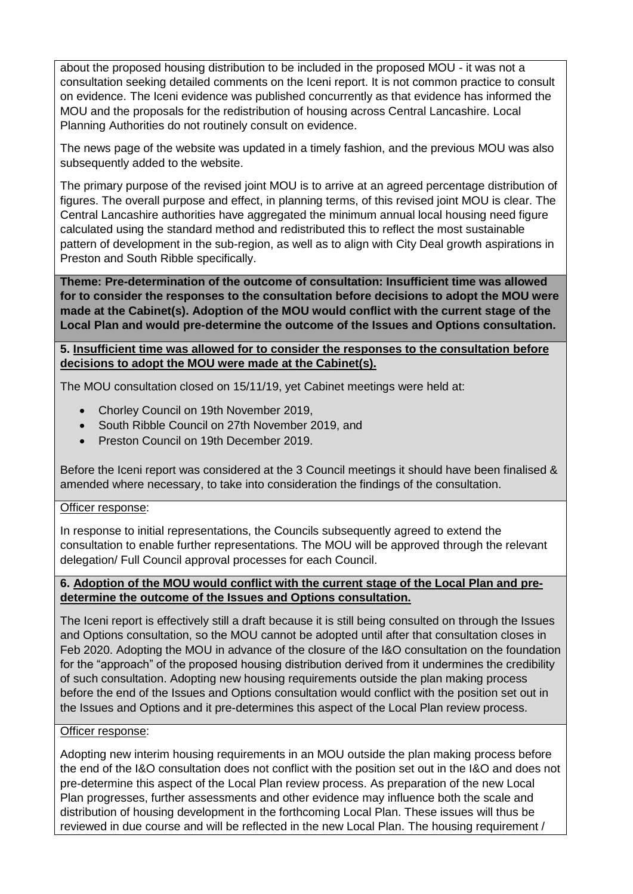about the proposed housing distribution to be included in the proposed MOU - it was not a consultation seeking detailed comments on the Iceni report. It is not common practice to consult on evidence. The Iceni evidence was published concurrently as that evidence has informed the MOU and the proposals for the redistribution of housing across Central Lancashire. Local Planning Authorities do not routinely consult on evidence.

The news page of the website was updated in a timely fashion, and the previous MOU was also subsequently added to the website.

The primary purpose of the revised joint MOU is to arrive at an agreed percentage distribution of figures. The overall purpose and effect, in planning terms, of this revised joint MOU is clear. The Central Lancashire authorities have aggregated the minimum annual local housing need figure calculated using the standard method and redistributed this to reflect the most sustainable pattern of development in the sub-region, as well as to align with City Deal growth aspirations in Preston and South Ribble specifically.

**Theme: Pre-determination of the outcome of consultation: Insufficient time was allowed for to consider the responses to the consultation before decisions to adopt the MOU were made at the Cabinet(s). Adoption of the MOU would conflict with the current stage of the Local Plan and would pre-determine the outcome of the Issues and Options consultation.**

**5. Insufficient time was allowed for to consider the responses to the consultation before decisions to adopt the MOU were made at the Cabinet(s).**

The MOU consultation closed on 15/11/19, yet Cabinet meetings were held at:

- Chorley Council on 19th November 2019,
- South Ribble Council on 27th November 2019, and
- Preston Council on 19th December 2019.

Before the Iceni report was considered at the 3 Council meetings it should have been finalised & amended where necessary, to take into consideration the findings of the consultation.

Officer response:

In response to initial representations, the Councils subsequently agreed to extend the consultation to enable further representations. The MOU will be approved through the relevant delegation/ Full Council approval processes for each Council.

**6. Adoption of the MOU would conflict with the current stage of the Local Plan and pre-determine the outcome of the Issues and Options consultation.**

The Iceni report is effectively still a draft because it is still being consulted on through the Issues and Options consultation, so the MOU cannot be adopted until after that consultation closes in Feb 2020. Adopting the MOU in advance of the closure of the I&O consultation on the foundation for the "approach" of the proposed housing distribution derived from it undermines the credibility of such consultation. Adopting new housing requirements outside the plan making process before the end of the Issues and Options consultation would conflict with the position set out in the Issues and Options and it pre-determines this aspect of the Local Plan review process.

Officer response:

Adopting new interim housing requirements in an MOU outside the plan making process before the end of the I&O consultation does not conflict with the position set out in the I&O and does not pre-determine this aspect of the Local Plan review process. As preparation of the new Local Plan progresses, further assessments and other evidence may influence both the scale and distribution of housing development in the forthcoming Local Plan. These issues will thus be reviewed in due course and will be reflected in the new Local Plan. The housing requirement /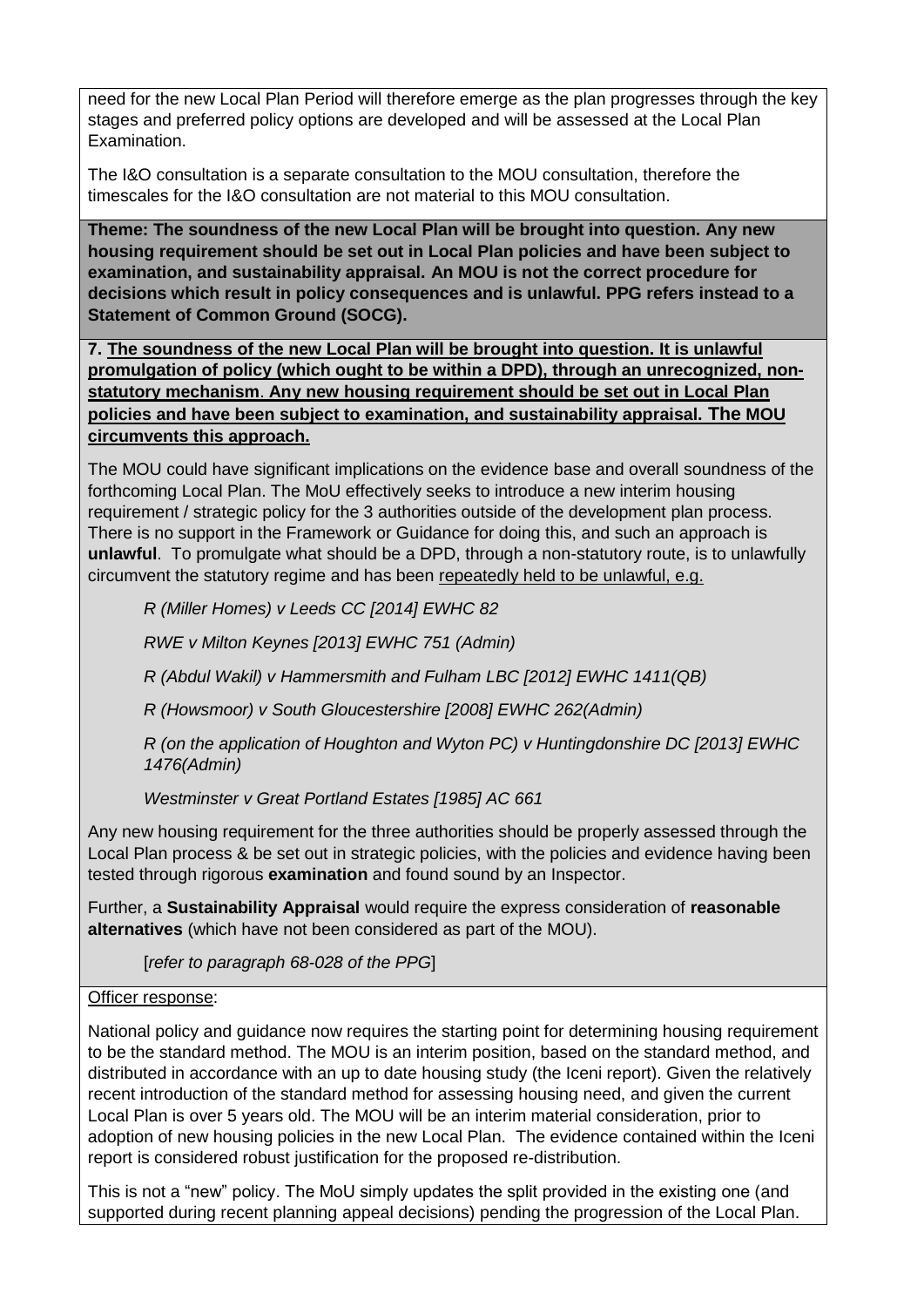need for the new Local Plan Period will therefore emerge as the plan progresses through the key stages and preferred policy options are developed and will be assessed at the Local Plan Examination.

The I&O consultation is a separate consultation to the MOU consultation, therefore the timescales for the I&O consultation are not material to this MOU consultation.

**Theme: The soundness of the new Local Plan will be brought into question. Any new housing requirement should be set out in Local Plan policies and have been subject to examination, and sustainability appraisal. An MOU is not the correct procedure for decisions which result in policy consequences and is unlawful. PPG refers instead to a Statement of Common Ground (SOCG).**

**7. The soundness of the new Local Plan will be brought into question. It is unlawful promulgation of policy (which ought to be within a DPD), through an unrecognized, non-statutory mechanism. Any new housing requirement should be set out in Local Plan policies and have been subject to examination, and sustainability appraisal. The MOU circumvents this approach.**

The MOU could have significant implications on the evidence base and overall soundness of the forthcoming Local Plan. The MoU effectively seeks to introduce a new interim housing requirement / strategic policy for the 3 authorities outside of the development plan process. There is no support in the Framework or Guidance for doing this, and such an approach is **unlawful**. To promulgate what should be a DPD, through a non-statutory route, is to unlawfully circumvent the statutory regime and has been repeatedly held to be unlawful, e.g.

*R (Miller Homes) v Leeds CC [2014] EWHC 82*

*RWE v Milton Keynes [2013] EWHC 751 (Admin)*

*R (Abdul Wakil) v Hammersmith and Fulham LBC [2012] EWHC 1411(QB)*

*R (Howsmoor) v South Gloucestershire [2008] EWHC 262(Admin)*

*R (on the application of Houghton and Wyton PC) v Huntingdonshire DC [2013] EWHC 1476(Admin)*

*Westminster v Great Portland Estates [1985] AC 661*

Any new housing requirement for the three authorities should be properly assessed through the Local Plan process & be set out in strategic policies, with the policies and evidence having been tested through rigorous **examination** and found sound by an Inspector.

Further, a **Sustainability Appraisal** would require the express consideration of **reasonable alternatives** (which have not been considered as part of the MOU).

[*refer to paragraph 68-028 of the PPG*]

Officer response:

National policy and guidance now requires the starting point for determining housing requirement to be the standard method. The MOU is an interim position, based on the standard method, and distributed in accordance with an up to date housing study (the Iceni report). Given the relatively recent introduction of the standard method for assessing housing need, and given the current Local Plan is over 5 years old. The MOU will be an interim material consideration, prior to adoption of new housing policies in the new Local Plan. The evidence contained within the Iceni report is considered robust justification for the proposed re-distribution.

This is not a "new" policy. The MoU simply updates the split provided in the existing one (and supported during recent planning appeal decisions) pending the progression of the Local Plan.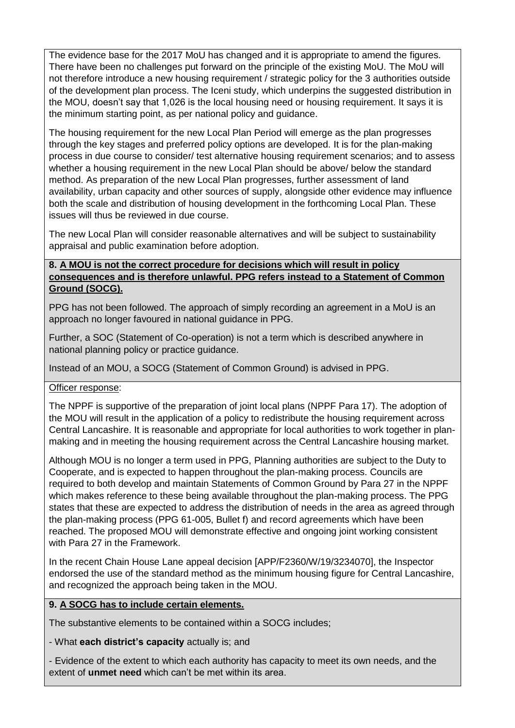The evidence base for the 2017 MoU has changed and it is appropriate to amend the figures. There have been no challenges put forward on the principle of the existing MoU. The MoU will not therefore introduce a new housing requirement / strategic policy for the 3 authorities outside of the development plan process. The Iceni study, which underpins the suggested distribution in the MOU, doesn't say that 1,026 is the local housing need or housing requirement. It says it is the minimum starting point, as per national policy and guidance.

The housing requirement for the new Local Plan Period will emerge as the plan progresses through the key stages and preferred policy options are developed. It is for the plan-making process in due course to consider/ test alternative housing requirement scenarios; and to assess whether a housing requirement in the new Local Plan should be above/ below the standard method. As preparation of the new Local Plan progresses, further assessment of land availability, urban capacity and other sources of supply, alongside other evidence may influence both the scale and distribution of housing development in the forthcoming Local Plan. These issues will thus be reviewed in due course.

The new Local Plan will consider reasonable alternatives and will be subject to sustainability appraisal and public examination before adoption.

**8. A MOU is not the correct procedure for decisions which will result in policy consequences and is therefore unlawful. PPG refers instead to a Statement of Common Ground (SOCG).**

PPG has not been followed. The approach of simply recording an agreement in a MoU is an approach no longer favoured in national guidance in PPG.

Further, a SOC (Statement of Co-operation) is not a term which is described anywhere in national planning policy or practice guidance.

Instead of an MOU, a SOCG (Statement of Common Ground) is advised in PPG.

Officer response:

The NPPF is supportive of the preparation of joint local plans (NPPF Para 17). The adoption of the MOU will result in the application of a policy to redistribute the housing requirement across Central Lancashire. It is reasonable and appropriate for local authorities to work together in plan-making and in meeting the housing requirement across the Central Lancashire housing market.

Although MOU is no longer a term used in PPG, Planning authorities are subject to the Duty to Cooperate, and is expected to happen throughout the plan-making process. Councils are required to both develop and maintain Statements of Common Ground by Para 27 in the NPPF which makes reference to these being available throughout the plan-making process. The PPG states that these are expected to address the distribution of needs in the area as agreed through the plan-making process (PPG 61-005, Bullet f) and record agreements which have been reached. The proposed MOU will demonstrate effective and ongoing joint working consistent with Para 27 in the Framework.

In the recent Chain House Lane appeal decision [APP/F2360/W/19/3234070], the Inspector endorsed the use of the standard method as the minimum housing figure for Central Lancashire, and recognized the approach being taken in the MOU.

**9. A SOCG has to include certain elements.**

The substantive elements to be contained within a SOCG includes;

- What **each district's capacity** actually is; and

- Evidence of the extent to which each authority has capacity to meet its own needs, and the extent of **unmet need** which can't be met within its area.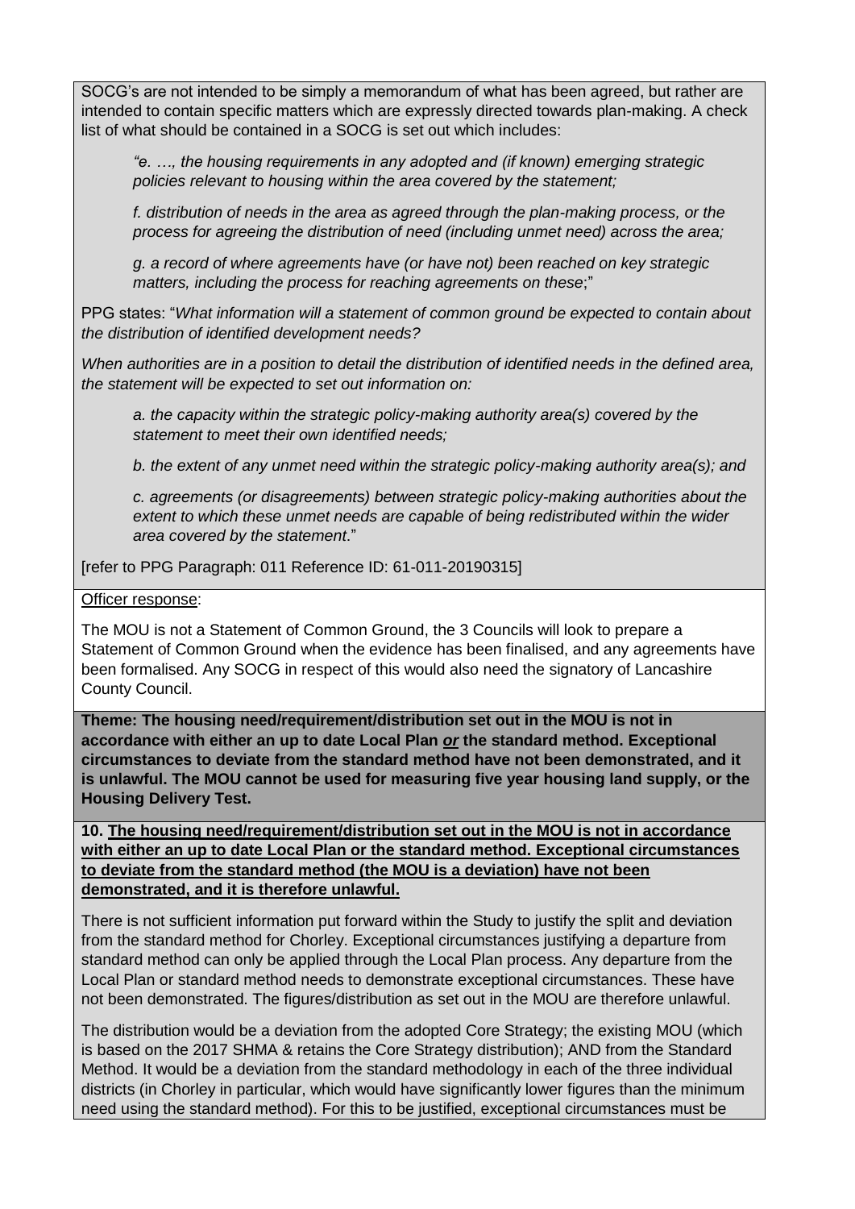SOCG's are not intended to be simply a memorandum of what has been agreed, but rather are intended to contain specific matters which are expressly directed towards plan-making. A check list of what should be contained in a SOCG is set out which includes:

> *"e. …, the housing requirements in any adopted and (if known) emerging strategic policies relevant to housing within the area covered by the statement;*
>
> *f. distribution of needs in the area as agreed through the plan-making process, or the process for agreeing the distribution of need (including unmet need) across the area;*
>
> *g. a record of where agreements have (or have not) been reached on key strategic matters, including the process for reaching agreements on these*;"

PPG states: "*What information will a statement of common ground be expected to contain about the distribution of identified development needs?*

*When authorities are in a position to detail the distribution of identified needs in the defined area, the statement will be expected to set out information on:*

> *a. the capacity within the strategic policy-making authority area(s) covered by the statement to meet their own identified needs;*
>
> *b. the extent of any unmet need within the strategic policy-making authority area(s); and*
>
> *c. agreements (or disagreements) between strategic policy-making authorities about the extent to which these unmet needs are capable of being redistributed within the wider area covered by the statement*."

[refer to PPG Paragraph: 011 Reference ID: 61-011-20190315]

Officer response:

The MOU is not a Statement of Common Ground, the 3 Councils will look to prepare a Statement of Common Ground when the evidence has been finalised, and any agreements have been formalised. Any SOCG in respect of this would also need the signatory of Lancashire County Council.

**Theme: The housing need/requirement/distribution set out in the MOU is not in accordance with either an up to date Local Plan *or* the standard method. Exceptional circumstances to deviate from the standard method have not been demonstrated, and it is unlawful. The MOU cannot be used for measuring five year housing land supply, or the Housing Delivery Test.**

**10. The housing need/requirement/distribution set out in the MOU is not in accordance with either an up to date Local Plan or the standard method. Exceptional circumstances to deviate from the standard method (the MOU is a deviation) have not been demonstrated, and it is therefore unlawful.**

There is not sufficient information put forward within the Study to justify the split and deviation from the standard method for Chorley. Exceptional circumstances justifying a departure from standard method can only be applied through the Local Plan process. Any departure from the Local Plan or standard method needs to demonstrate exceptional circumstances. These have not been demonstrated. The figures/distribution as set out in the MOU are therefore unlawful.

The distribution would be a deviation from the adopted Core Strategy; the existing MOU (which is based on the 2017 SHMA & retains the Core Strategy distribution); AND from the Standard Method. It would be a deviation from the standard methodology in each of the three individual districts (in Chorley in particular, which would have significantly lower figures than the minimum need using the standard method). For this to be justified, exceptional circumstances must be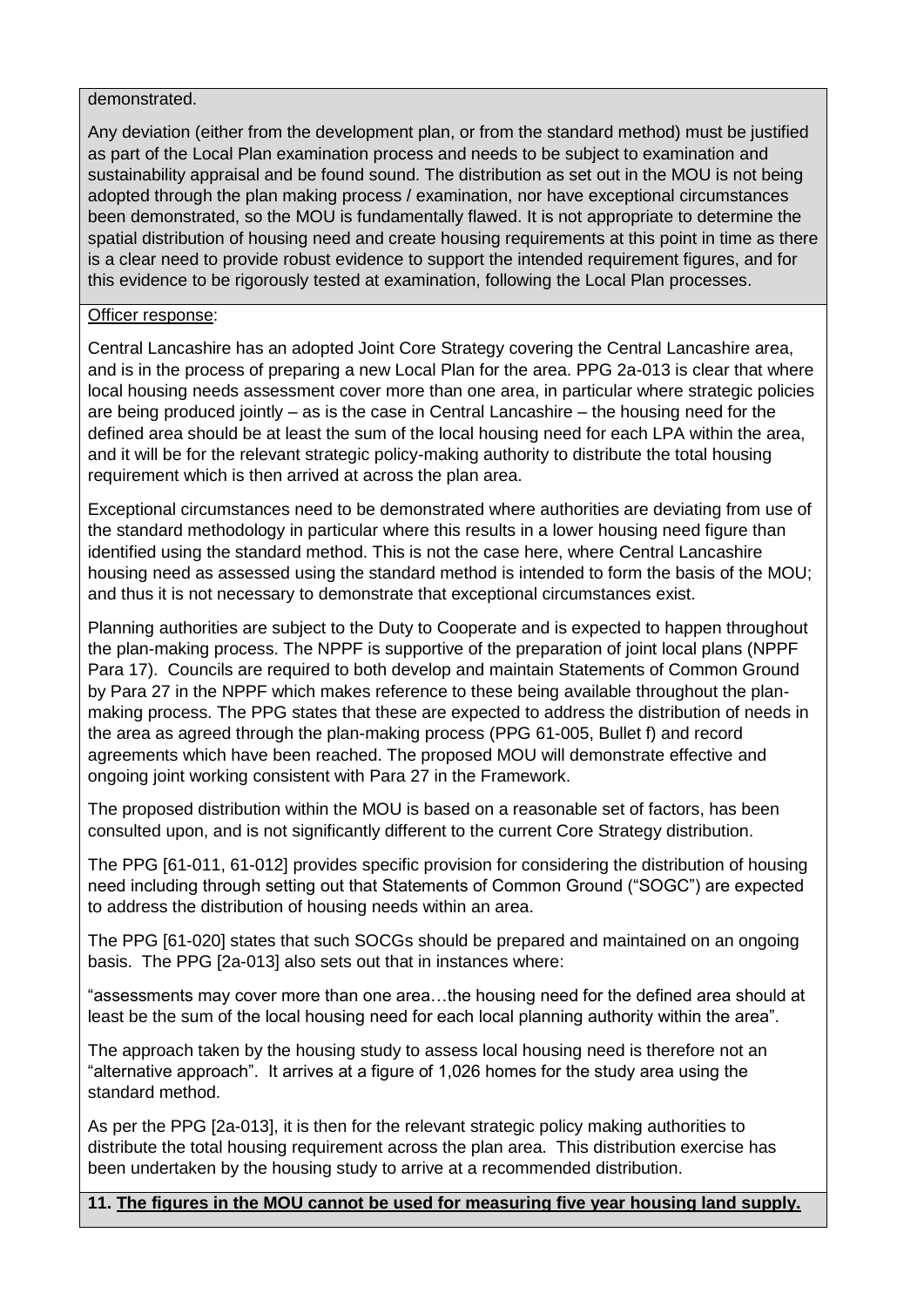demonstrated.

Any deviation (either from the development plan, or from the standard method) must be justified as part of the Local Plan examination process and needs to be subject to examination and sustainability appraisal and be found sound. The distribution as set out in the MOU is not being adopted through the plan making process / examination, nor have exceptional circumstances been demonstrated, so the MOU is fundamentally flawed. It is not appropriate to determine the spatial distribution of housing need and create housing requirements at this point in time as there is a clear need to provide robust evidence to support the intended requirement figures, and for this evidence to be rigorously tested at examination, following the Local Plan processes.

Officer response:

Central Lancashire has an adopted Joint Core Strategy covering the Central Lancashire area, and is in the process of preparing a new Local Plan for the area. PPG 2a-013 is clear that where local housing needs assessment cover more than one area, in particular where strategic policies are being produced jointly – as is the case in Central Lancashire – the housing need for the defined area should be at least the sum of the local housing need for each LPA within the area, and it will be for the relevant strategic policy-making authority to distribute the total housing requirement which is then arrived at across the plan area.

Exceptional circumstances need to be demonstrated where authorities are deviating from use of the standard methodology in particular where this results in a lower housing need figure than identified using the standard method. This is not the case here, where Central Lancashire housing need as assessed using the standard method is intended to form the basis of the MOU; and thus it is not necessary to demonstrate that exceptional circumstances exist.

Planning authorities are subject to the Duty to Cooperate and is expected to happen throughout the plan-making process. The NPPF is supportive of the preparation of joint local plans (NPPF Para 17). Councils are required to both develop and maintain Statements of Common Ground by Para 27 in the NPPF which makes reference to these being available throughout the plan-making process. The PPG states that these are expected to address the distribution of needs in the area as agreed through the plan-making process (PPG 61-005, Bullet f) and record agreements which have been reached. The proposed MOU will demonstrate effective and ongoing joint working consistent with Para 27 in the Framework.

The proposed distribution within the MOU is based on a reasonable set of factors, has been consulted upon, and is not significantly different to the current Core Strategy distribution.

The PPG [61-011, 61-012] provides specific provision for considering the distribution of housing need including through setting out that Statements of Common Ground ("SOGC") are expected to address the distribution of housing needs within an area.

The PPG [61-020] states that such SOCGs should be prepared and maintained on an ongoing basis. The PPG [2a-013] also sets out that in instances where:

"assessments may cover more than one area…the housing need for the defined area should at least be the sum of the local housing need for each local planning authority within the area".

The approach taken by the housing study to assess local housing need is therefore not an "alternative approach". It arrives at a figure of 1,026 homes for the study area using the standard method.

As per the PPG [2a-013], it is then for the relevant strategic policy making authorities to distribute the total housing requirement across the plan area. This distribution exercise has been undertaken by the housing study to arrive at a recommended distribution.

**11. The figures in the MOU cannot be used for measuring five year housing land supply.**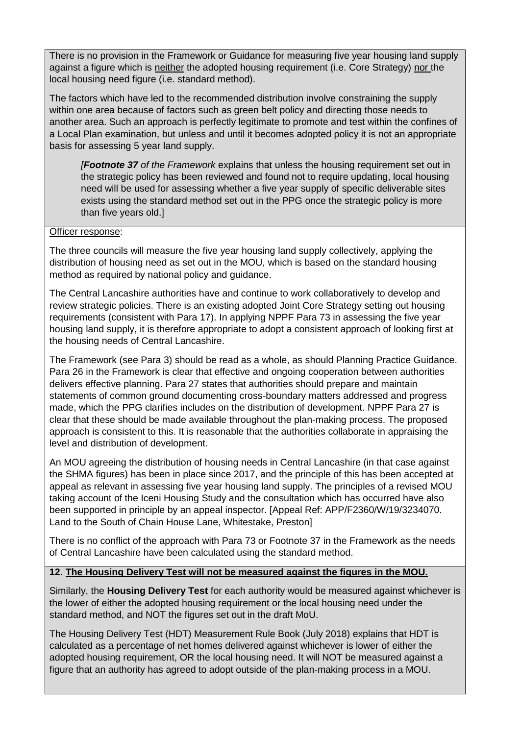There is no provision in the Framework or Guidance for measuring five year housing land supply against a figure which is neither the adopted housing requirement (i.e. Core Strategy) nor the local housing need figure (i.e. standard method).

The factors which have led to the recommended distribution involve constraining the supply within one area because of factors such as green belt policy and directing those needs to another area. Such an approach is perfectly legitimate to promote and test within the confines of a Local Plan examination, but unless and until it becomes adopted policy it is not an appropriate basis for assessing 5 year land supply.

> *[**Footnote 37** of the Framework* explains that unless the housing requirement set out in the strategic policy has been reviewed and found not to require updating, local housing need will be used for assessing whether a five year supply of specific deliverable sites exists using the standard method set out in the PPG once the strategic policy is more than five years old.]

Officer response:

The three councils will measure the five year housing land supply collectively, applying the distribution of housing need as set out in the MOU, which is based on the standard housing method as required by national policy and guidance.

The Central Lancashire authorities have and continue to work collaboratively to develop and review strategic policies. There is an existing adopted Joint Core Strategy setting out housing requirements (consistent with Para 17). In applying NPPF Para 73 in assessing the five year housing land supply, it is therefore appropriate to adopt a consistent approach of looking first at the housing needs of Central Lancashire.

The Framework (see Para 3) should be read as a whole, as should Planning Practice Guidance. Para 26 in the Framework is clear that effective and ongoing cooperation between authorities delivers effective planning. Para 27 states that authorities should prepare and maintain statements of common ground documenting cross-boundary matters addressed and progress made, which the PPG clarifies includes on the distribution of development. NPPF Para 27 is clear that these should be made available throughout the plan-making process. The proposed approach is consistent to this. It is reasonable that the authorities collaborate in appraising the level and distribution of development.

An MOU agreeing the distribution of housing needs in Central Lancashire (in that case against the SHMA figures) has been in place since 2017, and the principle of this has been accepted at appeal as relevant in assessing five year housing land supply. The principles of a revised MOU taking account of the Iceni Housing Study and the consultation which has occurred have also been supported in principle by an appeal inspector. [Appeal Ref: APP/F2360/W/19/3234070. Land to the South of Chain House Lane, Whitestake, Preston]

There is no conflict of the approach with Para 73 or Footnote 37 in the Framework as the needs of Central Lancashire have been calculated using the standard method.

**12. The Housing Delivery Test will not be measured against the figures in the MOU.**

Similarly, the **Housing Delivery Test** for each authority would be measured against whichever is the lower of either the adopted housing requirement or the local housing need under the standard method, and NOT the figures set out in the draft MoU.

The Housing Delivery Test (HDT) Measurement Rule Book (July 2018) explains that HDT is calculated as a percentage of net homes delivered against whichever is lower of either the adopted housing requirement, OR the local housing need. It will NOT be measured against a figure that an authority has agreed to adopt outside of the plan-making process in a MOU.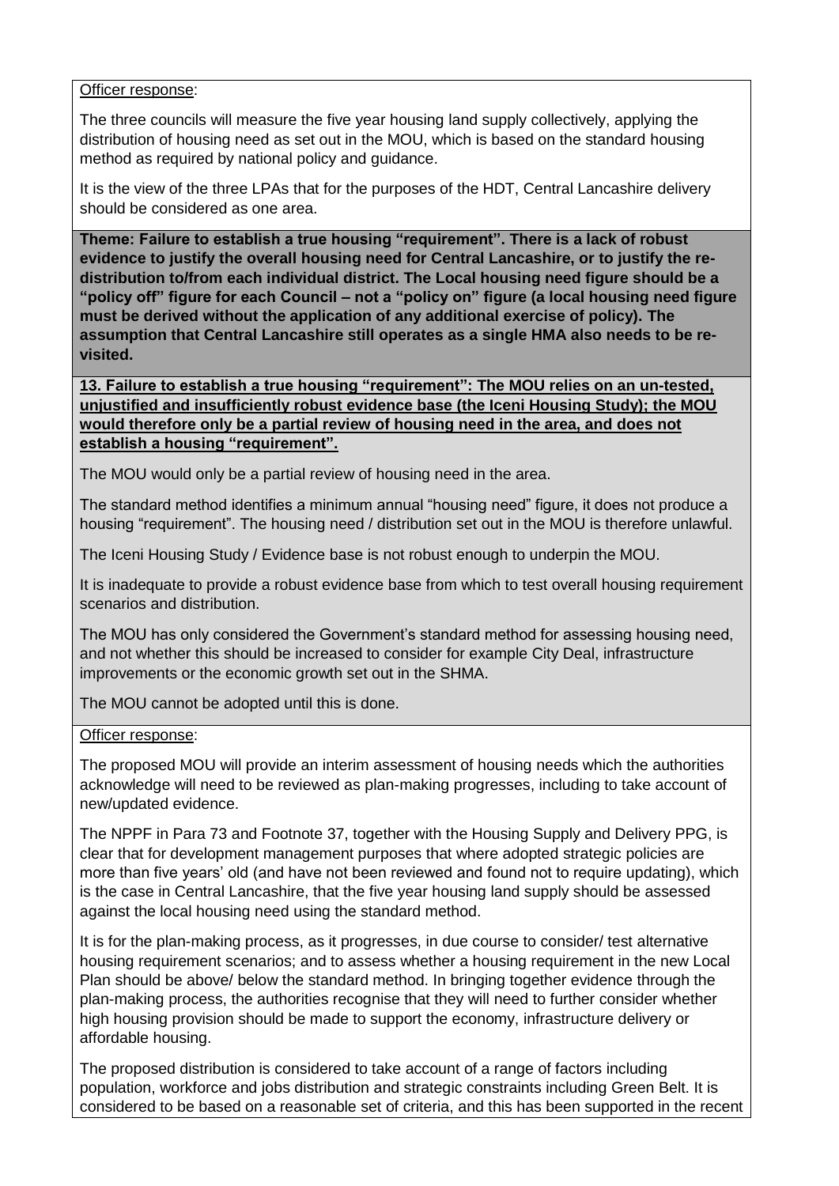Officer response:

The three councils will measure the five year housing land supply collectively, applying the distribution of housing need as set out in the MOU, which is based on the standard housing method as required by national policy and guidance.

It is the view of the three LPAs that for the purposes of the HDT, Central Lancashire delivery should be considered as one area.

**Theme: Failure to establish a true housing "requirement". There is a lack of robust evidence to justify the overall housing need for Central Lancashire, or to justify the re-distribution to/from each individual district. The Local housing need figure should be a "policy off" figure for each Council – not a "policy on" figure (a local housing need figure must be derived without the application of any additional exercise of policy). The assumption that Central Lancashire still operates as a single HMA also needs to be re-visited.**

**13. Failure to establish a true housing "requirement": The MOU relies on an un-tested, unjustified and insufficiently robust evidence base (the Iceni Housing Study); the MOU would therefore only be a partial review of housing need in the area, and does not establish a housing "requirement".**

The MOU would only be a partial review of housing need in the area.

The standard method identifies a minimum annual "housing need" figure, it does not produce a housing "requirement". The housing need / distribution set out in the MOU is therefore unlawful.

The Iceni Housing Study / Evidence base is not robust enough to underpin the MOU.

It is inadequate to provide a robust evidence base from which to test overall housing requirement scenarios and distribution.

The MOU has only considered the Government's standard method for assessing housing need, and not whether this should be increased to consider for example City Deal, infrastructure improvements or the economic growth set out in the SHMA.

The MOU cannot be adopted until this is done.

Officer response:

The proposed MOU will provide an interim assessment of housing needs which the authorities acknowledge will need to be reviewed as plan-making progresses, including to take account of new/updated evidence.

The NPPF in Para 73 and Footnote 37, together with the Housing Supply and Delivery PPG, is clear that for development management purposes that where adopted strategic policies are more than five years' old (and have not been reviewed and found not to require updating), which is the case in Central Lancashire, that the five year housing land supply should be assessed against the local housing need using the standard method.

It is for the plan-making process, as it progresses, in due course to consider/ test alternative housing requirement scenarios; and to assess whether a housing requirement in the new Local Plan should be above/ below the standard method. In bringing together evidence through the plan-making process, the authorities recognise that they will need to further consider whether high housing provision should be made to support the economy, infrastructure delivery or affordable housing.

The proposed distribution is considered to take account of a range of factors including population, workforce and jobs distribution and strategic constraints including Green Belt. It is considered to be based on a reasonable set of criteria, and this has been supported in the recent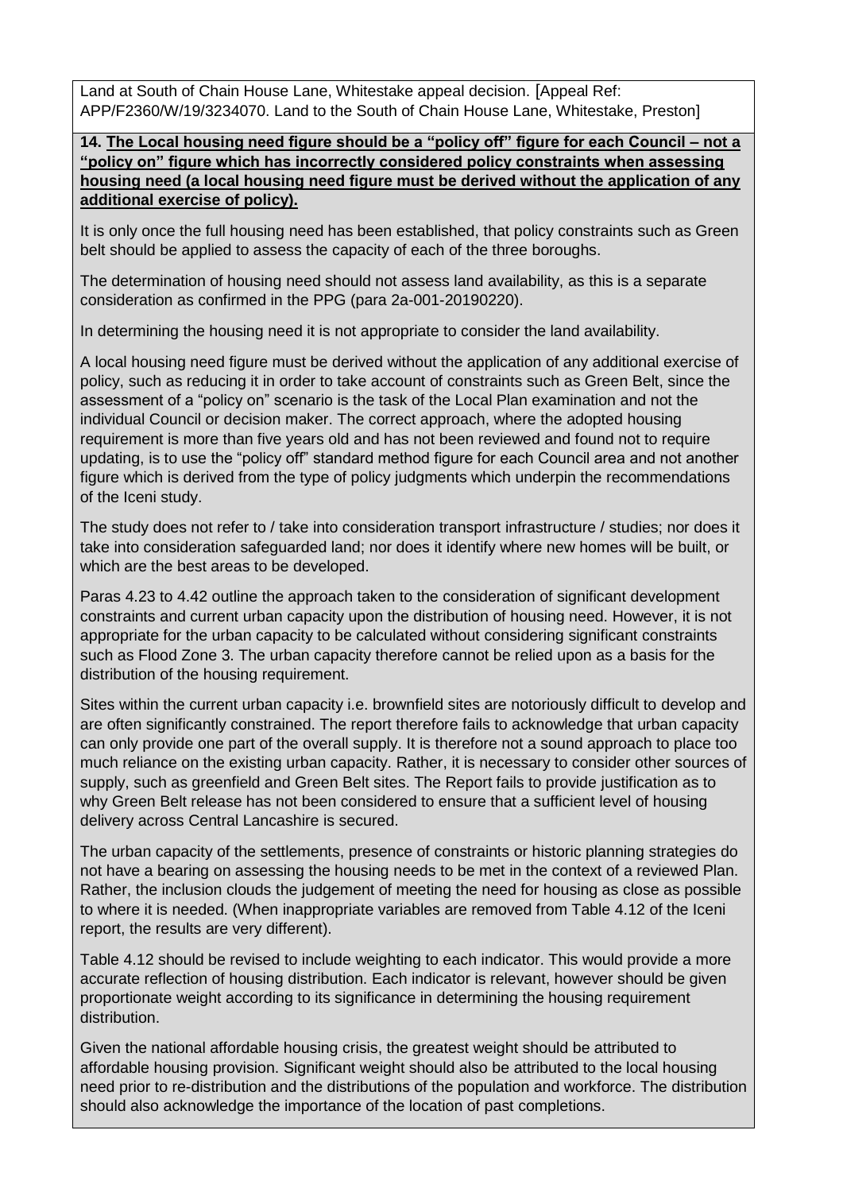Land at South of Chain House Lane, Whitestake appeal decision. [Appeal Ref: APP/F2360/W/19/3234070. Land to the South of Chain House Lane, Whitestake, Preston]

**14. The Local housing need figure should be a "policy off" figure for each Council – not a "policy on" figure which has incorrectly considered policy constraints when assessing housing need (a local housing need figure must be derived without the application of any additional exercise of policy).**

It is only once the full housing need has been established, that policy constraints such as Green belt should be applied to assess the capacity of each of the three boroughs.

The determination of housing need should not assess land availability, as this is a separate consideration as confirmed in the PPG (para 2a-001-20190220).

In determining the housing need it is not appropriate to consider the land availability.

A local housing need figure must be derived without the application of any additional exercise of policy, such as reducing it in order to take account of constraints such as Green Belt, since the assessment of a "policy on" scenario is the task of the Local Plan examination and not the individual Council or decision maker. The correct approach, where the adopted housing requirement is more than five years old and has not been reviewed and found not to require updating, is to use the "policy off" standard method figure for each Council area and not another figure which is derived from the type of policy judgments which underpin the recommendations of the Iceni study.

The study does not refer to / take into consideration transport infrastructure / studies; nor does it take into consideration safeguarded land; nor does it identify where new homes will be built, or which are the best areas to be developed.

Paras 4.23 to 4.42 outline the approach taken to the consideration of significant development constraints and current urban capacity upon the distribution of housing need. However, it is not appropriate for the urban capacity to be calculated without considering significant constraints such as Flood Zone 3. The urban capacity therefore cannot be relied upon as a basis for the distribution of the housing requirement.

Sites within the current urban capacity i.e. brownfield sites are notoriously difficult to develop and are often significantly constrained. The report therefore fails to acknowledge that urban capacity can only provide one part of the overall supply. It is therefore not a sound approach to place too much reliance on the existing urban capacity. Rather, it is necessary to consider other sources of supply, such as greenfield and Green Belt sites. The Report fails to provide justification as to why Green Belt release has not been considered to ensure that a sufficient level of housing delivery across Central Lancashire is secured.

The urban capacity of the settlements, presence of constraints or historic planning strategies do not have a bearing on assessing the housing needs to be met in the context of a reviewed Plan. Rather, the inclusion clouds the judgement of meeting the need for housing as close as possible to where it is needed. (When inappropriate variables are removed from Table 4.12 of the Iceni report, the results are very different).

Table 4.12 should be revised to include weighting to each indicator. This would provide a more accurate reflection of housing distribution. Each indicator is relevant, however should be given proportionate weight according to its significance in determining the housing requirement distribution.

Given the national affordable housing crisis, the greatest weight should be attributed to affordable housing provision. Significant weight should also be attributed to the local housing need prior to re-distribution and the distributions of the population and workforce. The distribution should also acknowledge the importance of the location of past completions.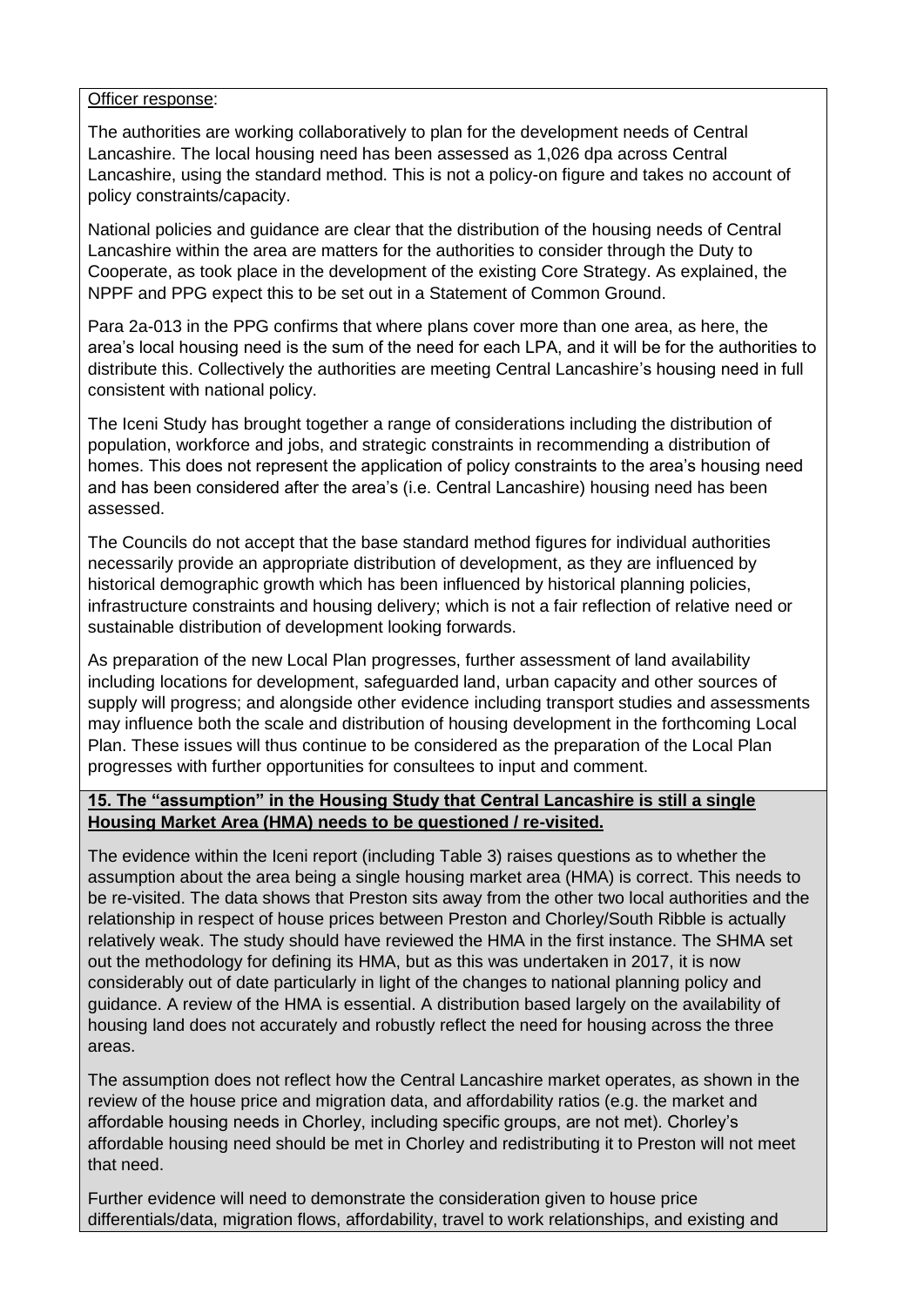Officer response:

The authorities are working collaboratively to plan for the development needs of Central Lancashire. The local housing need has been assessed as 1,026 dpa across Central Lancashire, using the standard method. This is not a policy-on figure and takes no account of policy constraints/capacity.

National policies and guidance are clear that the distribution of the housing needs of Central Lancashire within the area are matters for the authorities to consider through the Duty to Cooperate, as took place in the development of the existing Core Strategy. As explained, the NPPF and PPG expect this to be set out in a Statement of Common Ground.

Para 2a-013 in the PPG confirms that where plans cover more than one area, as here, the area's local housing need is the sum of the need for each LPA, and it will be for the authorities to distribute this. Collectively the authorities are meeting Central Lancashire's housing need in full consistent with national policy.

The Iceni Study has brought together a range of considerations including the distribution of population, workforce and jobs, and strategic constraints in recommending a distribution of homes. This does not represent the application of policy constraints to the area's housing need and has been considered after the area's (i.e. Central Lancashire) housing need has been assessed.

The Councils do not accept that the base standard method figures for individual authorities necessarily provide an appropriate distribution of development, as they are influenced by historical demographic growth which has been influenced by historical planning policies, infrastructure constraints and housing delivery; which is not a fair reflection of relative need or sustainable distribution of development looking forwards.

As preparation of the new Local Plan progresses, further assessment of land availability including locations for development, safeguarded land, urban capacity and other sources of supply will progress; and alongside other evidence including transport studies and assessments may influence both the scale and distribution of housing development in the forthcoming Local Plan. These issues will thus continue to be considered as the preparation of the Local Plan progresses with further opportunities for consultees to input and comment.

**15. The "assumption" in the Housing Study that Central Lancashire is still a single Housing Market Area (HMA) needs to be questioned / re-visited.**

The evidence within the Iceni report (including Table 3) raises questions as to whether the assumption about the area being a single housing market area (HMA) is correct. This needs to be re-visited. The data shows that Preston sits away from the other two local authorities and the relationship in respect of house prices between Preston and Chorley/South Ribble is actually relatively weak. The study should have reviewed the HMA in the first instance. The SHMA set out the methodology for defining its HMA, but as this was undertaken in 2017, it is now considerably out of date particularly in light of the changes to national planning policy and guidance. A review of the HMA is essential. A distribution based largely on the availability of housing land does not accurately and robustly reflect the need for housing across the three areas.

The assumption does not reflect how the Central Lancashire market operates, as shown in the review of the house price and migration data, and affordability ratios (e.g. the market and affordable housing needs in Chorley, including specific groups, are not met). Chorley's affordable housing need should be met in Chorley and redistributing it to Preston will not meet that need.

Further evidence will need to demonstrate the consideration given to house price differentials/data, migration flows, affordability, travel to work relationships, and existing and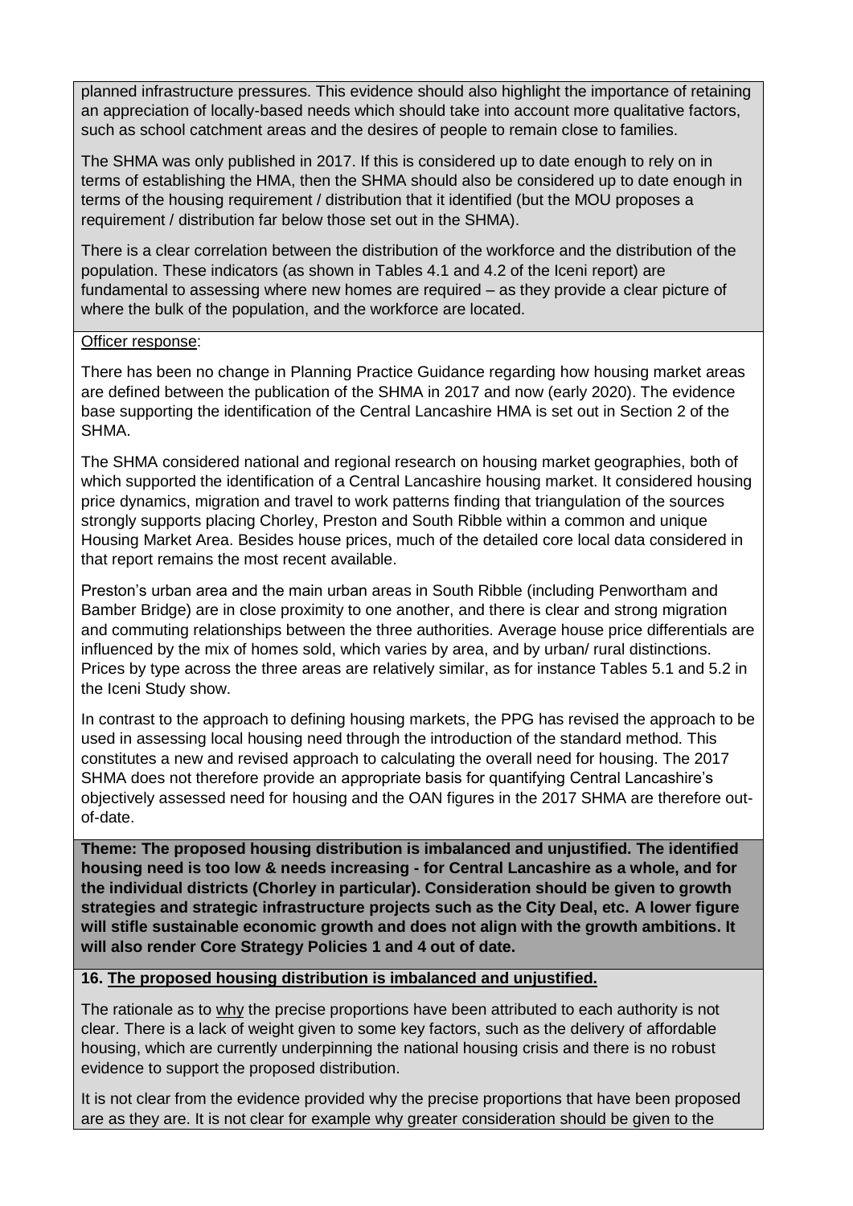planned infrastructure pressures. This evidence should also highlight the importance of retaining an appreciation of locally-based needs which should take into account more qualitative factors, such as school catchment areas and the desires of people to remain close to families.

The SHMA was only published in 2017. If this is considered up to date enough to rely on in terms of establishing the HMA, then the SHMA should also be considered up to date enough in terms of the housing requirement / distribution that it identified (but the MOU proposes a requirement / distribution far below those set out in the SHMA).

There is a clear correlation between the distribution of the workforce and the distribution of the population. These indicators (as shown in Tables 4.1 and 4.2 of the Iceni report) are fundamental to assessing where new homes are required – as they provide a clear picture of where the bulk of the population, and the workforce are located.

Officer response:

There has been no change in Planning Practice Guidance regarding how housing market areas are defined between the publication of the SHMA in 2017 and now (early 2020). The evidence base supporting the identification of the Central Lancashire HMA is set out in Section 2 of the SHMA.

The SHMA considered national and regional research on housing market geographies, both of which supported the identification of a Central Lancashire housing market. It considered housing price dynamics, migration and travel to work patterns finding that triangulation of the sources strongly supports placing Chorley, Preston and South Ribble within a common and unique Housing Market Area. Besides house prices, much of the detailed core local data considered in that report remains the most recent available.

Preston's urban area and the main urban areas in South Ribble (including Penwortham and Bamber Bridge) are in close proximity to one another, and there is clear and strong migration and commuting relationships between the three authorities. Average house price differentials are influenced by the mix of homes sold, which varies by area, and by urban/ rural distinctions. Prices by type across the three areas are relatively similar, as for instance Tables 5.1 and 5.2 in the Iceni Study show.

In contrast to the approach to defining housing markets, the PPG has revised the approach to be used in assessing local housing need through the introduction of the standard method. This constitutes a new and revised approach to calculating the overall need for housing. The 2017 SHMA does not therefore provide an appropriate basis for quantifying Central Lancashire's objectively assessed need for housing and the OAN figures in the 2017 SHMA are therefore out-of-date.

**Theme: The proposed housing distribution is imbalanced and unjustified. The identified housing need is too low & needs increasing - for Central Lancashire as a whole, and for the individual districts (Chorley in particular). Consideration should be given to growth strategies and strategic infrastructure projects such as the City Deal, etc. A lower figure will stifle sustainable economic growth and does not align with the growth ambitions. It will also render Core Strategy Policies 1 and 4 out of date.**

**16. The proposed housing distribution is imbalanced and unjustified.**

The rationale as to why the precise proportions have been attributed to each authority is not clear. There is a lack of weight given to some key factors, such as the delivery of affordable housing, which are currently underpinning the national housing crisis and there is no robust evidence to support the proposed distribution.

It is not clear from the evidence provided why the precise proportions that have been proposed are as they are. It is not clear for example why greater consideration should be given to the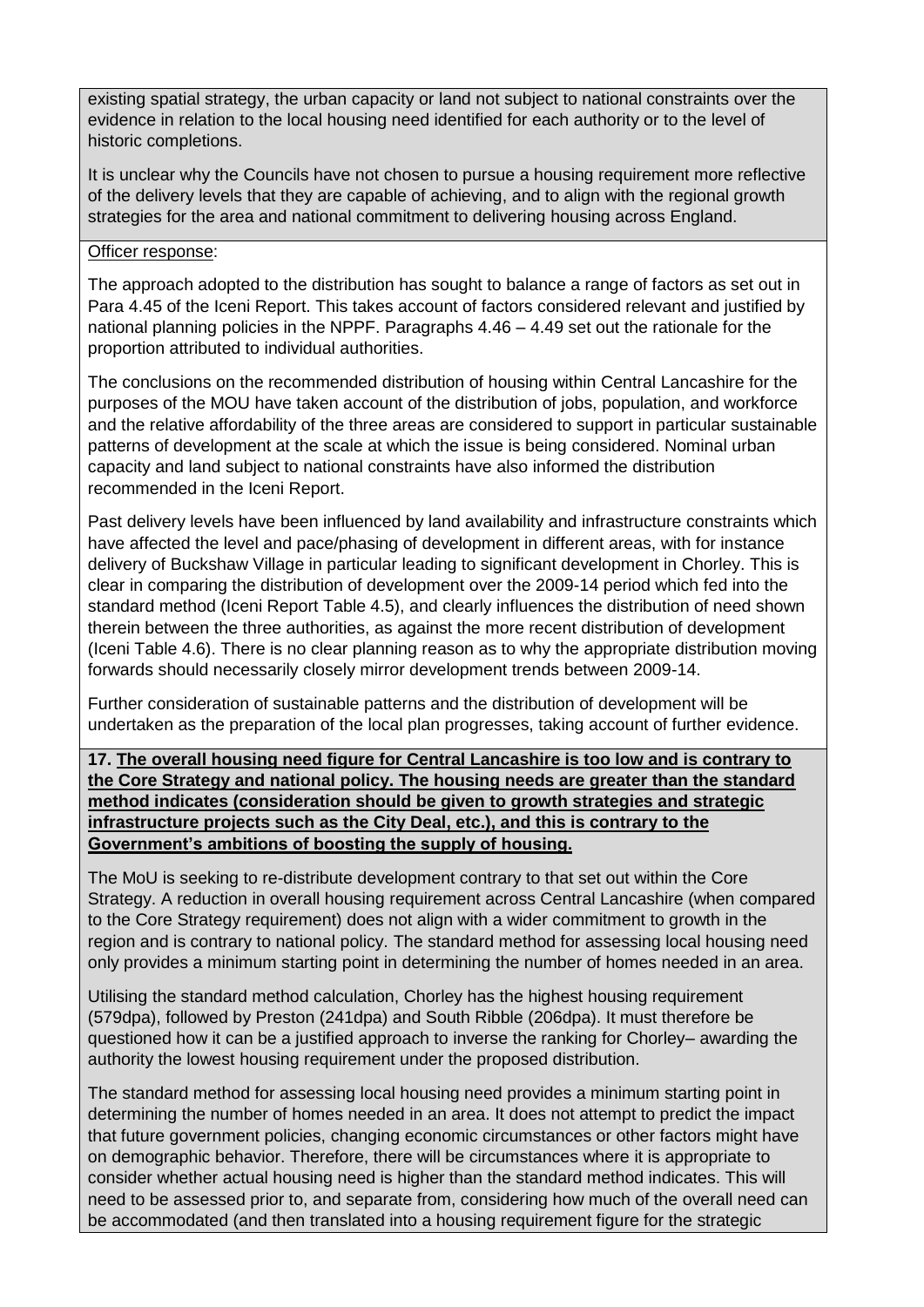existing spatial strategy, the urban capacity or land not subject to national constraints over the evidence in relation to the local housing need identified for each authority or to the level of historic completions.

It is unclear why the Councils have not chosen to pursue a housing requirement more reflective of the delivery levels that they are capable of achieving, and to align with the regional growth strategies for the area and national commitment to delivering housing across England.

Officer response:

The approach adopted to the distribution has sought to balance a range of factors as set out in Para 4.45 of the Iceni Report. This takes account of factors considered relevant and justified by national planning policies in the NPPF. Paragraphs 4.46 – 4.49 set out the rationale for the proportion attributed to individual authorities.

The conclusions on the recommended distribution of housing within Central Lancashire for the purposes of the MOU have taken account of the distribution of jobs, population, and workforce and the relative affordability of the three areas are considered to support in particular sustainable patterns of development at the scale at which the issue is being considered. Nominal urban capacity and land subject to national constraints have also informed the distribution recommended in the Iceni Report.

Past delivery levels have been influenced by land availability and infrastructure constraints which have affected the level and pace/phasing of development in different areas, with for instance delivery of Buckshaw Village in particular leading to significant development in Chorley. This is clear in comparing the distribution of development over the 2009-14 period which fed into the standard method (Iceni Report Table 4.5), and clearly influences the distribution of need shown therein between the three authorities, as against the more recent distribution of development (Iceni Table 4.6). There is no clear planning reason as to why the appropriate distribution moving forwards should necessarily closely mirror development trends between 2009-14.

Further consideration of sustainable patterns and the distribution of development will be undertaken as the preparation of the local plan progresses, taking account of further evidence.

**17. The overall housing need figure for Central Lancashire is too low and is contrary to the Core Strategy and national policy. The housing needs are greater than the standard method indicates (consideration should be given to growth strategies and strategic infrastructure projects such as the City Deal, etc.), and this is contrary to the Government's ambitions of boosting the supply of housing.**

The MoU is seeking to re-distribute development contrary to that set out within the Core Strategy. A reduction in overall housing requirement across Central Lancashire (when compared to the Core Strategy requirement) does not align with a wider commitment to growth in the region and is contrary to national policy. The standard method for assessing local housing need only provides a minimum starting point in determining the number of homes needed in an area.

Utilising the standard method calculation, Chorley has the highest housing requirement (579dpa), followed by Preston (241dpa) and South Ribble (206dpa). It must therefore be questioned how it can be a justified approach to inverse the ranking for Chorley– awarding the authority the lowest housing requirement under the proposed distribution.

The standard method for assessing local housing need provides a minimum starting point in determining the number of homes needed in an area. It does not attempt to predict the impact that future government policies, changing economic circumstances or other factors might have on demographic behavior. Therefore, there will be circumstances where it is appropriate to consider whether actual housing need is higher than the standard method indicates. This will need to be assessed prior to, and separate from, considering how much of the overall need can be accommodated (and then translated into a housing requirement figure for the strategic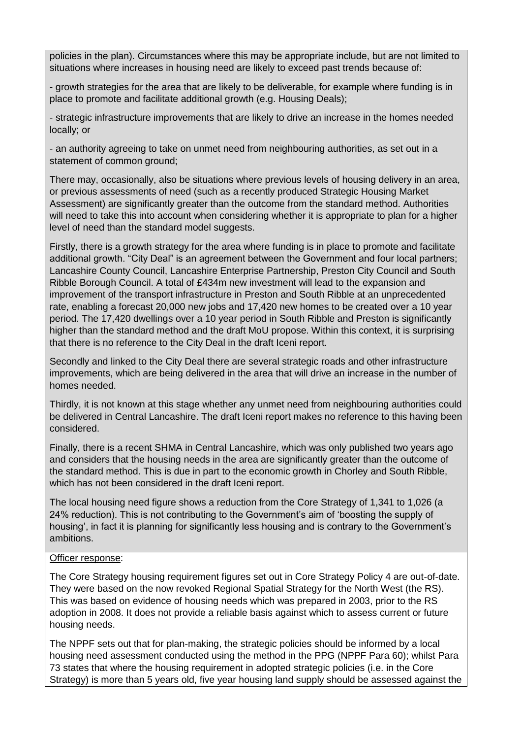policies in the plan). Circumstances where this may be appropriate include, but are not limited to situations where increases in housing need are likely to exceed past trends because of:

- growth strategies for the area that are likely to be deliverable, for example where funding is in place to promote and facilitate additional growth (e.g. Housing Deals);

- strategic infrastructure improvements that are likely to drive an increase in the homes needed locally; or

- an authority agreeing to take on unmet need from neighbouring authorities, as set out in a statement of common ground;

There may, occasionally, also be situations where previous levels of housing delivery in an area, or previous assessments of need (such as a recently produced Strategic Housing Market Assessment) are significantly greater than the outcome from the standard method. Authorities will need to take this into account when considering whether it is appropriate to plan for a higher level of need than the standard model suggests.

Firstly, there is a growth strategy for the area where funding is in place to promote and facilitate additional growth. "City Deal" is an agreement between the Government and four local partners; Lancashire County Council, Lancashire Enterprise Partnership, Preston City Council and South Ribble Borough Council. A total of £434m new investment will lead to the expansion and improvement of the transport infrastructure in Preston and South Ribble at an unprecedented rate, enabling a forecast 20,000 new jobs and 17,420 new homes to be created over a 10 year period. The 17,420 dwellings over a 10 year period in South Ribble and Preston is significantly higher than the standard method and the draft MoU propose. Within this context, it is surprising that there is no reference to the City Deal in the draft Iceni report.

Secondly and linked to the City Deal there are several strategic roads and other infrastructure improvements, which are being delivered in the area that will drive an increase in the number of homes needed.

Thirdly, it is not known at this stage whether any unmet need from neighbouring authorities could be delivered in Central Lancashire. The draft Iceni report makes no reference to this having been considered.

Finally, there is a recent SHMA in Central Lancashire, which was only published two years ago and considers that the housing needs in the area are significantly greater than the outcome of the standard method. This is due in part to the economic growth in Chorley and South Ribble, which has not been considered in the draft Iceni report.

The local housing need figure shows a reduction from the Core Strategy of 1,341 to 1,026 (a 24% reduction). This is not contributing to the Government's aim of 'boosting the supply of housing', in fact it is planning for significantly less housing and is contrary to the Government's ambitions.

Officer response:

The Core Strategy housing requirement figures set out in Core Strategy Policy 4 are out-of-date. They were based on the now revoked Regional Spatial Strategy for the North West (the RS). This was based on evidence of housing needs which was prepared in 2003, prior to the RS adoption in 2008. It does not provide a reliable basis against which to assess current or future housing needs.

The NPPF sets out that for plan-making, the strategic policies should be informed by a local housing need assessment conducted using the method in the PPG (NPPF Para 60); whilst Para 73 states that where the housing requirement in adopted strategic policies (i.e. in the Core Strategy) is more than 5 years old, five year housing land supply should be assessed against the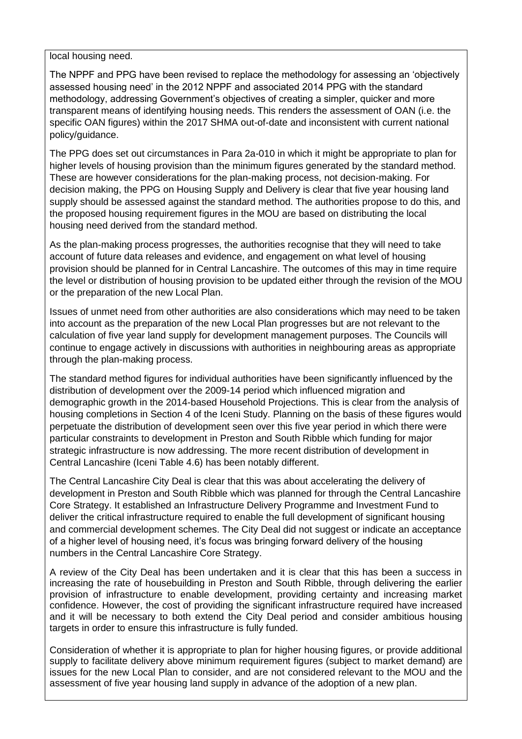local housing need.

The NPPF and PPG have been revised to replace the methodology for assessing an 'objectively assessed housing need' in the 2012 NPPF and associated 2014 PPG with the standard methodology, addressing Government's objectives of creating a simpler, quicker and more transparent means of identifying housing needs. This renders the assessment of OAN (i.e. the specific OAN figures) within the 2017 SHMA out-of-date and inconsistent with current national policy/guidance.

The PPG does set out circumstances in Para 2a-010 in which it might be appropriate to plan for higher levels of housing provision than the minimum figures generated by the standard method. These are however considerations for the plan-making process, not decision-making. For decision making, the PPG on Housing Supply and Delivery is clear that five year housing land supply should be assessed against the standard method. The authorities propose to do this, and the proposed housing requirement figures in the MOU are based on distributing the local housing need derived from the standard method.

As the plan-making process progresses, the authorities recognise that they will need to take account of future data releases and evidence, and engagement on what level of housing provision should be planned for in Central Lancashire. The outcomes of this may in time require the level or distribution of housing provision to be updated either through the revision of the MOU or the preparation of the new Local Plan.

Issues of unmet need from other authorities are also considerations which may need to be taken into account as the preparation of the new Local Plan progresses but are not relevant to the calculation of five year land supply for development management purposes. The Councils will continue to engage actively in discussions with authorities in neighbouring areas as appropriate through the plan-making process.

The standard method figures for individual authorities have been significantly influenced by the distribution of development over the 2009-14 period which influenced migration and demographic growth in the 2014-based Household Projections. This is clear from the analysis of housing completions in Section 4 of the Iceni Study. Planning on the basis of these figures would perpetuate the distribution of development seen over this five year period in which there were particular constraints to development in Preston and South Ribble which funding for major strategic infrastructure is now addressing. The more recent distribution of development in Central Lancashire (Iceni Table 4.6) has been notably different.

The Central Lancashire City Deal is clear that this was about accelerating the delivery of development in Preston and South Ribble which was planned for through the Central Lancashire Core Strategy. It established an Infrastructure Delivery Programme and Investment Fund to deliver the critical infrastructure required to enable the full development of significant housing and commercial development schemes. The City Deal did not suggest or indicate an acceptance of a higher level of housing need, it's focus was bringing forward delivery of the housing numbers in the Central Lancashire Core Strategy.

A review of the City Deal has been undertaken and it is clear that this has been a success in increasing the rate of housebuilding in Preston and South Ribble, through delivering the earlier provision of infrastructure to enable development, providing certainty and increasing market confidence. However, the cost of providing the significant infrastructure required have increased and it will be necessary to both extend the City Deal period and consider ambitious housing targets in order to ensure this infrastructure is fully funded.

Consideration of whether it is appropriate to plan for higher housing figures, or provide additional supply to facilitate delivery above minimum requirement figures (subject to market demand) are issues for the new Local Plan to consider, and are not considered relevant to the MOU and the assessment of five year housing land supply in advance of the adoption of a new plan.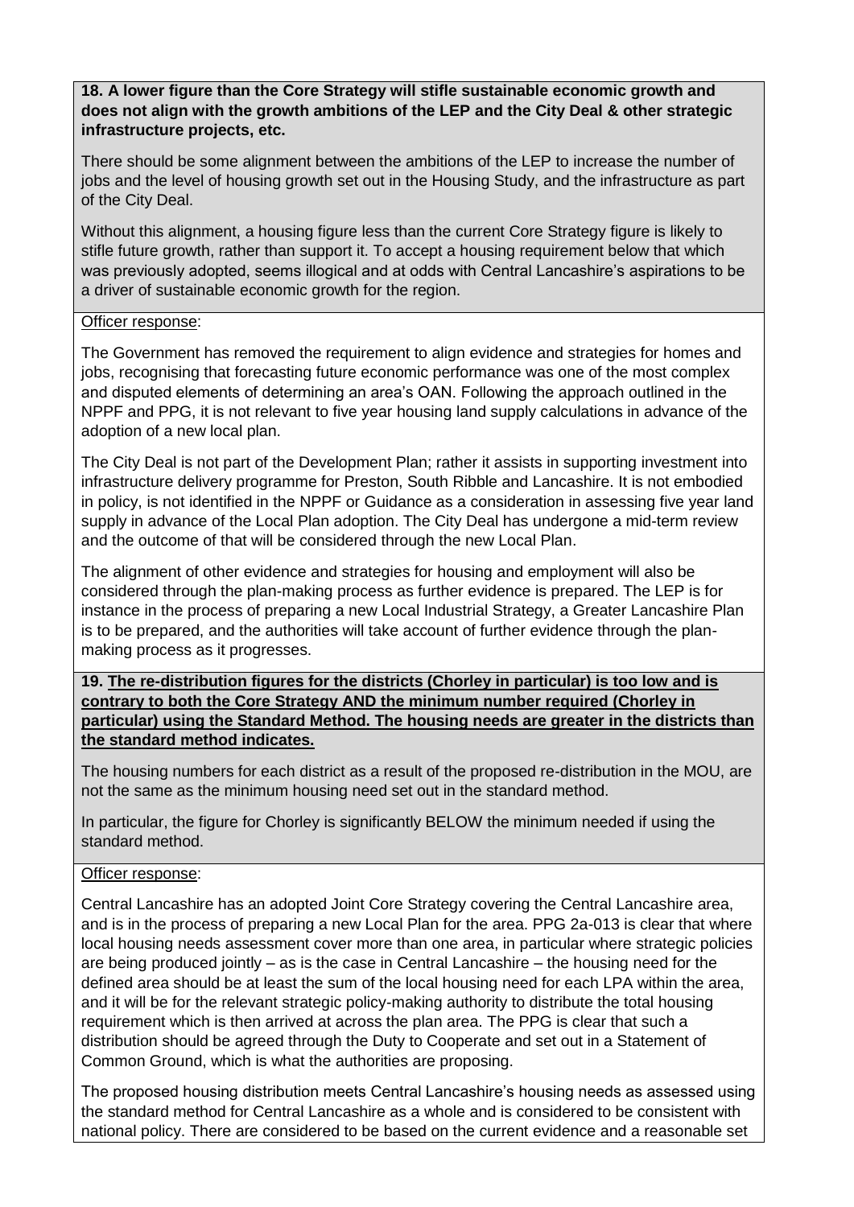**18. A lower figure than the Core Strategy will stifle sustainable economic growth and does not align with the growth ambitions of the LEP and the City Deal & other strategic infrastructure projects, etc.**

There should be some alignment between the ambitions of the LEP to increase the number of jobs and the level of housing growth set out in the Housing Study, and the infrastructure as part of the City Deal.

Without this alignment, a housing figure less than the current Core Strategy figure is likely to stifle future growth, rather than support it. To accept a housing requirement below that which was previously adopted, seems illogical and at odds with Central Lancashire's aspirations to be a driver of sustainable economic growth for the region.

Officer response:

The Government has removed the requirement to align evidence and strategies for homes and jobs, recognising that forecasting future economic performance was one of the most complex and disputed elements of determining an area's OAN. Following the approach outlined in the NPPF and PPG, it is not relevant to five year housing land supply calculations in advance of the adoption of a new local plan.

The City Deal is not part of the Development Plan; rather it assists in supporting investment into infrastructure delivery programme for Preston, South Ribble and Lancashire. It is not embodied in policy, is not identified in the NPPF or Guidance as a consideration in assessing five year land supply in advance of the Local Plan adoption. The City Deal has undergone a mid-term review and the outcome of that will be considered through the new Local Plan.

The alignment of other evidence and strategies for housing and employment will also be considered through the plan-making process as further evidence is prepared. The LEP is for instance in the process of preparing a new Local Industrial Strategy, a Greater Lancashire Plan is to be prepared, and the authorities will take account of further evidence through the plan-making process as it progresses.

**19. The re-distribution figures for the districts (Chorley in particular) is too low and is contrary to both the Core Strategy AND the minimum number required (Chorley in particular) using the Standard Method. The housing needs are greater in the districts than the standard method indicates.**

The housing numbers for each district as a result of the proposed re-distribution in the MOU, are not the same as the minimum housing need set out in the standard method.

In particular, the figure for Chorley is significantly BELOW the minimum needed if using the standard method.

Officer response:

Central Lancashire has an adopted Joint Core Strategy covering the Central Lancashire area, and is in the process of preparing a new Local Plan for the area. PPG 2a-013 is clear that where local housing needs assessment cover more than one area, in particular where strategic policies are being produced jointly – as is the case in Central Lancashire – the housing need for the defined area should be at least the sum of the local housing need for each LPA within the area, and it will be for the relevant strategic policy-making authority to distribute the total housing requirement which is then arrived at across the plan area. The PPG is clear that such a distribution should be agreed through the Duty to Cooperate and set out in a Statement of Common Ground, which is what the authorities are proposing.

The proposed housing distribution meets Central Lancashire's housing needs as assessed using the standard method for Central Lancashire as a whole and is considered to be consistent with national policy. There are considered to be based on the current evidence and a reasonable set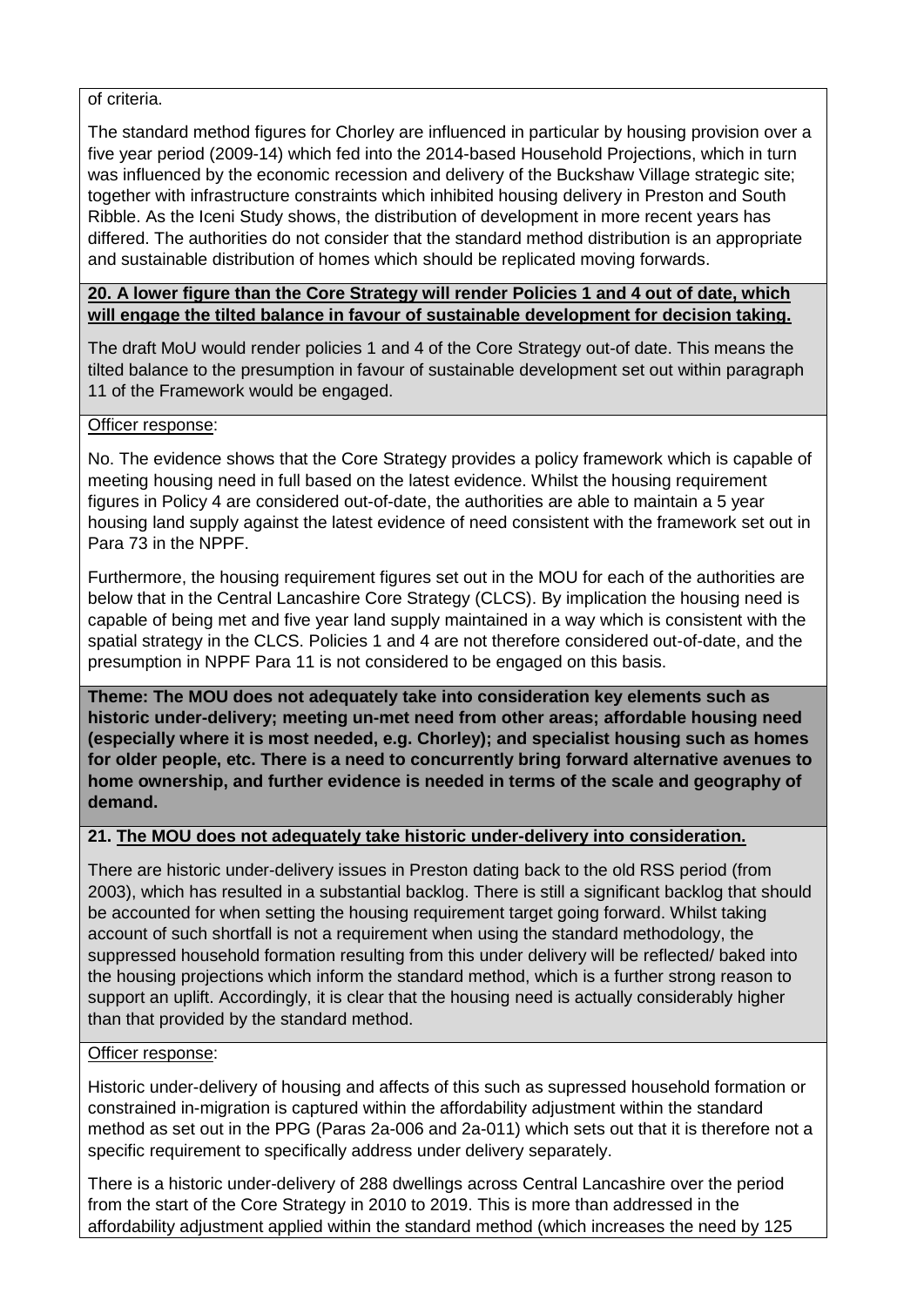of criteria.

The standard method figures for Chorley are influenced in particular by housing provision over a five year period (2009-14) which fed into the 2014-based Household Projections, which in turn was influenced by the economic recession and delivery of the Buckshaw Village strategic site; together with infrastructure constraints which inhibited housing delivery in Preston and South Ribble. As the Iceni Study shows, the distribution of development in more recent years has differed. The authorities do not consider that the standard method distribution is an appropriate and sustainable distribution of homes which should be replicated moving forwards.

**20. A lower figure than the Core Strategy will render Policies 1 and 4 out of date, which will engage the tilted balance in favour of sustainable development for decision taking.**

The draft MoU would render policies 1 and 4 of the Core Strategy out-of date. This means the tilted balance to the presumption in favour of sustainable development set out within paragraph 11 of the Framework would be engaged.

Officer response:

No. The evidence shows that the Core Strategy provides a policy framework which is capable of meeting housing need in full based on the latest evidence. Whilst the housing requirement figures in Policy 4 are considered out-of-date, the authorities are able to maintain a 5 year housing land supply against the latest evidence of need consistent with the framework set out in Para 73 in the NPPF.

Furthermore, the housing requirement figures set out in the MOU for each of the authorities are below that in the Central Lancashire Core Strategy (CLCS). By implication the housing need is capable of being met and five year land supply maintained in a way which is consistent with the spatial strategy in the CLCS. Policies 1 and 4 are not therefore considered out-of-date, and the presumption in NPPF Para 11 is not considered to be engaged on this basis.

**Theme: The MOU does not adequately take into consideration key elements such as historic under-delivery; meeting un-met need from other areas; affordable housing need (especially where it is most needed, e.g. Chorley); and specialist housing such as homes for older people, etc. There is a need to concurrently bring forward alternative avenues to home ownership, and further evidence is needed in terms of the scale and geography of demand.**

**21. The MOU does not adequately take historic under-delivery into consideration.**

There are historic under-delivery issues in Preston dating back to the old RSS period (from 2003), which has resulted in a substantial backlog. There is still a significant backlog that should be accounted for when setting the housing requirement target going forward. Whilst taking account of such shortfall is not a requirement when using the standard methodology, the suppressed household formation resulting from this under delivery will be reflected/ baked into the housing projections which inform the standard method, which is a further strong reason to support an uplift. Accordingly, it is clear that the housing need is actually considerably higher than that provided by the standard method.

Officer response:

Historic under-delivery of housing and affects of this such as supressed household formation or constrained in-migration is captured within the affordability adjustment within the standard method as set out in the PPG (Paras 2a-006 and 2a-011) which sets out that it is therefore not a specific requirement to specifically address under delivery separately.

There is a historic under-delivery of 288 dwellings across Central Lancashire over the period from the start of the Core Strategy in 2010 to 2019. This is more than addressed in the affordability adjustment applied within the standard method (which increases the need by 125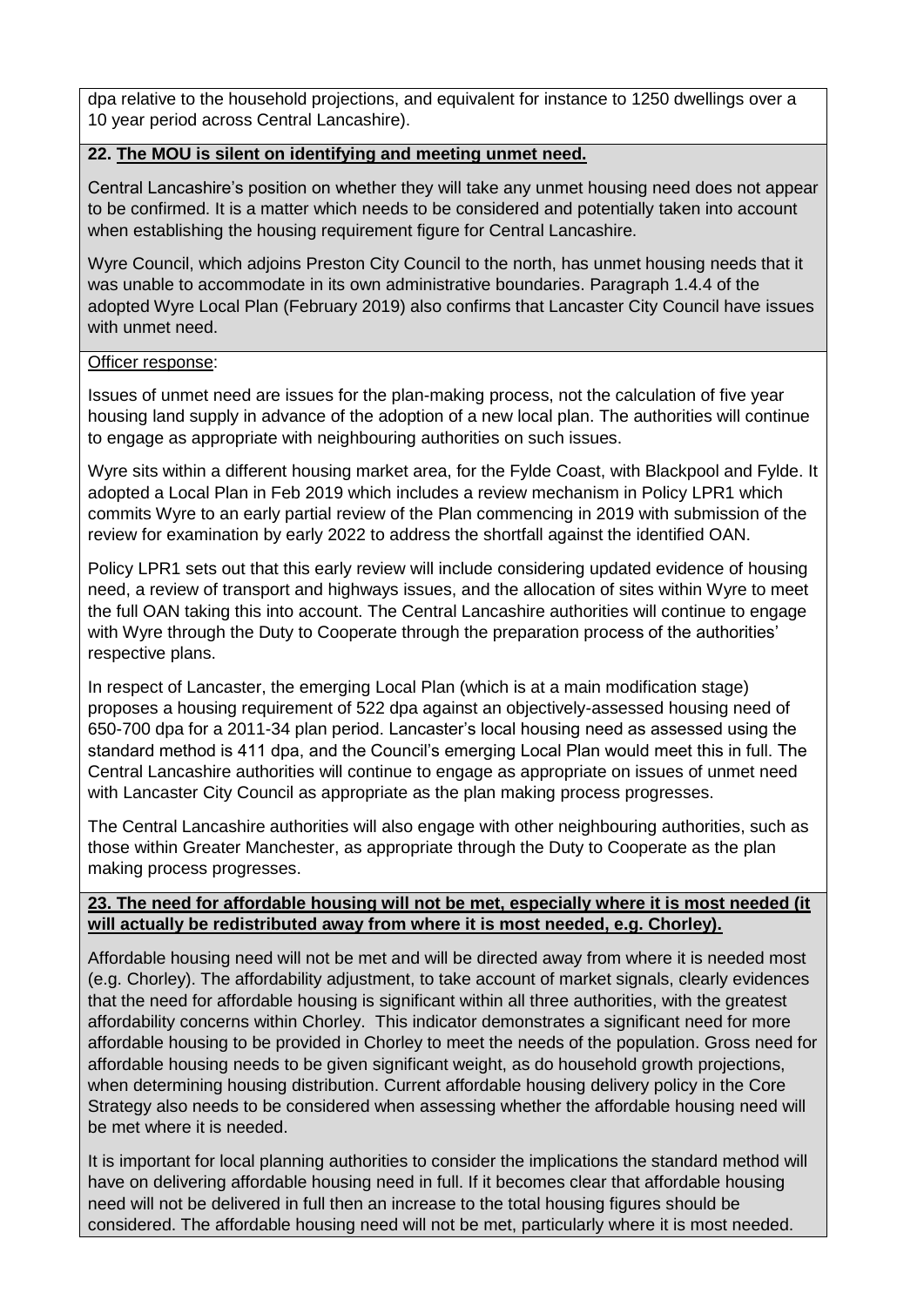dpa relative to the household projections, and equivalent for instance to 1250 dwellings over a 10 year period across Central Lancashire).

**22. <u>The MOU is silent on identifying and meeting unmet need.</u>**

Central Lancashire's position on whether they will take any unmet housing need does not appear to be confirmed. It is a matter which needs to be considered and potentially taken into account when establishing the housing requirement figure for Central Lancashire.

Wyre Council, which adjoins Preston City Council to the north, has unmet housing needs that it was unable to accommodate in its own administrative boundaries. Paragraph 1.4.4 of the adopted Wyre Local Plan (February 2019) also confirms that Lancaster City Council have issues with unmet need.

<u>Officer response</u>:

Issues of unmet need are issues for the plan-making process, not the calculation of five year housing land supply in advance of the adoption of a new local plan. The authorities will continue to engage as appropriate with neighbouring authorities on such issues.

Wyre sits within a different housing market area, for the Fylde Coast, with Blackpool and Fylde. It adopted a Local Plan in Feb 2019 which includes a review mechanism in Policy LPR1 which commits Wyre to an early partial review of the Plan commencing in 2019 with submission of the review for examination by early 2022 to address the shortfall against the identified OAN.

Policy LPR1 sets out that this early review will include considering updated evidence of housing need, a review of transport and highways issues, and the allocation of sites within Wyre to meet the full OAN taking this into account. The Central Lancashire authorities will continue to engage with Wyre through the Duty to Cooperate through the preparation process of the authorities' respective plans.

In respect of Lancaster, the emerging Local Plan (which is at a main modification stage) proposes a housing requirement of 522 dpa against an objectively-assessed housing need of 650-700 dpa for a 2011-34 plan period. Lancaster's local housing need as assessed using the standard method is 411 dpa, and the Council's emerging Local Plan would meet this in full. The Central Lancashire authorities will continue to engage as appropriate on issues of unmet need with Lancaster City Council as appropriate as the plan making process progresses.

The Central Lancashire authorities will also engage with other neighbouring authorities, such as those within Greater Manchester, as appropriate through the Duty to Cooperate as the plan making process progresses.

**23. <u>The need for affordable housing will not be met, especially where it is most needed (it will actually be redistributed away from where it is most needed, e.g. Chorley).</u>**

Affordable housing need will not be met and will be directed away from where it is needed most (e.g. Chorley). The affordability adjustment, to take account of market signals, clearly evidences that the need for affordable housing is significant within all three authorities, with the greatest affordability concerns within Chorley. This indicator demonstrates a significant need for more affordable housing to be provided in Chorley to meet the needs of the population. Gross need for affordable housing needs to be given significant weight, as do household growth projections, when determining housing distribution. Current affordable housing delivery policy in the Core Strategy also needs to be considered when assessing whether the affordable housing need will be met where it is needed.

It is important for local planning authorities to consider the implications the standard method will have on delivering affordable housing need in full. If it becomes clear that affordable housing need will not be delivered in full then an increase to the total housing figures should be considered. The affordable housing need will not be met, particularly where it is most needed.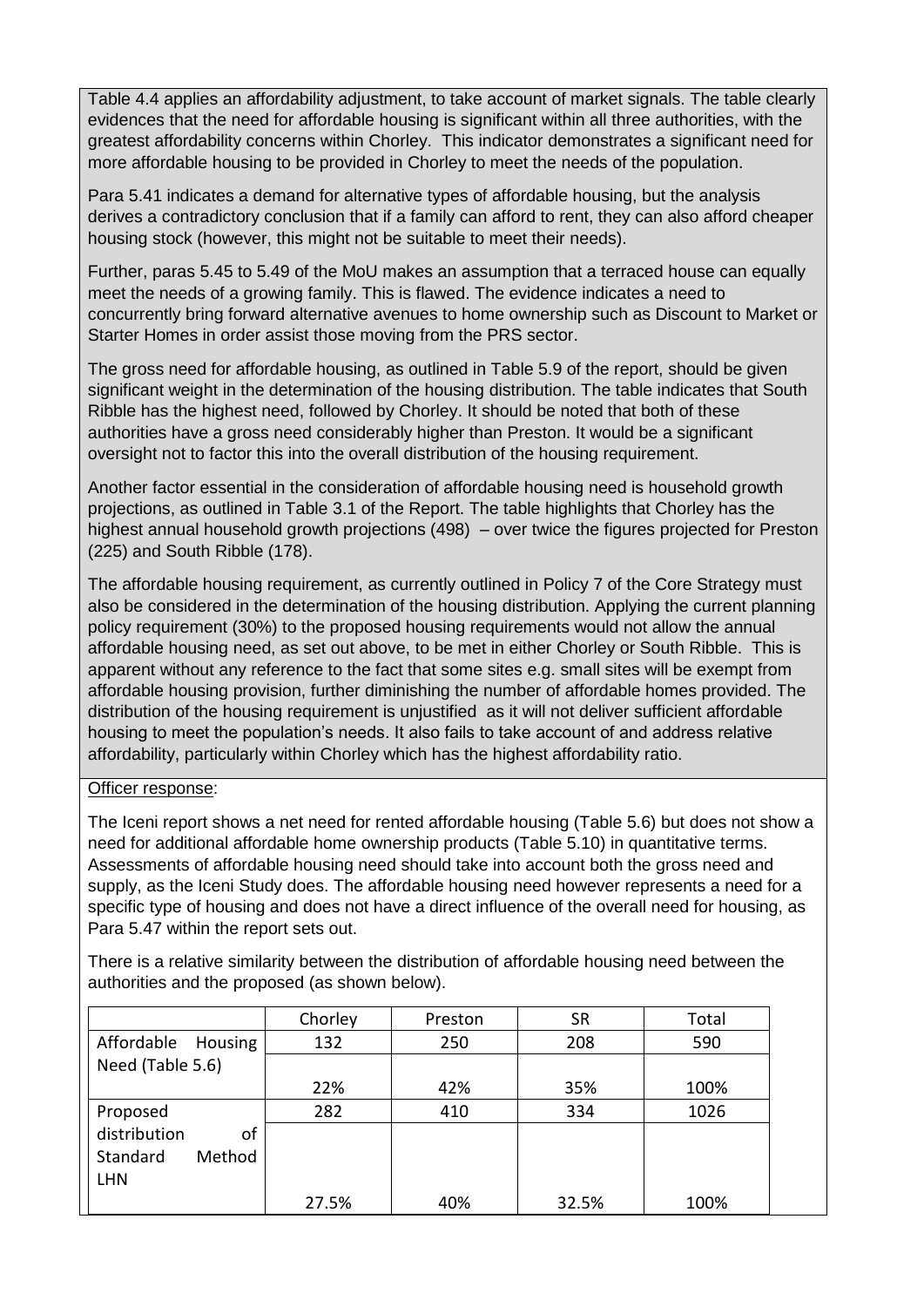Table 4.4 applies an affordability adjustment, to take account of market signals. The table clearly evidences that the need for affordable housing is significant within all three authorities, with the greatest affordability concerns within Chorley. This indicator demonstrates a significant need for more affordable housing to be provided in Chorley to meet the needs of the population.

Para 5.41 indicates a demand for alternative types of affordable housing, but the analysis derives a contradictory conclusion that if a family can afford to rent, they can also afford cheaper housing stock (however, this might not be suitable to meet their needs).

Further, paras 5.45 to 5.49 of the MoU makes an assumption that a terraced house can equally meet the needs of a growing family. This is flawed. The evidence indicates a need to concurrently bring forward alternative avenues to home ownership such as Discount to Market or Starter Homes in order assist those moving from the PRS sector.

The gross need for affordable housing, as outlined in Table 5.9 of the report, should be given significant weight in the determination of the housing distribution. The table indicates that South Ribble has the highest need, followed by Chorley. It should be noted that both of these authorities have a gross need considerably higher than Preston. It would be a significant oversight not to factor this into the overall distribution of the housing requirement.

Another factor essential in the consideration of affordable housing need is household growth projections, as outlined in Table 3.1 of the Report. The table highlights that Chorley has the highest annual household growth projections (498) – over twice the figures projected for Preston (225) and South Ribble (178).

The affordable housing requirement, as currently outlined in Policy 7 of the Core Strategy must also be considered in the determination of the housing distribution. Applying the current planning policy requirement (30%) to the proposed housing requirements would not allow the annual affordable housing need, as set out above, to be met in either Chorley or South Ribble. This is apparent without any reference to the fact that some sites e.g. small sites will be exempt from affordable housing provision, further diminishing the number of affordable homes provided. The distribution of the housing requirement is unjustified as it will not deliver sufficient affordable housing to meet the population's needs. It also fails to take account of and address relative affordability, particularly within Chorley which has the highest affordability ratio.

Officer response:

The Iceni report shows a net need for rented affordable housing (Table 5.6) but does not show a need for additional affordable home ownership products (Table 5.10) in quantitative terms. Assessments of affordable housing need should take into account both the gross need and supply, as the Iceni Study does. The affordable housing need however represents a need for a specific type of housing and does not have a direct influence of the overall need for housing, as Para 5.47 within the report sets out.

There is a relative similarity between the distribution of affordable housing need between the authorities and the proposed (as shown below).

| | Chorley | Preston | SR | Total |
|---|---|---|---|---|
| Affordable Housing Need (Table 5.6) | 132 | 250 | 208 | 590 |
| | 22% | 42% | 35% | 100% |
| Proposed distribution of Standard Method LHN | 282 | 410 | 334 | 1026 |
| | 27.5% | 40% | 32.5% | 100% |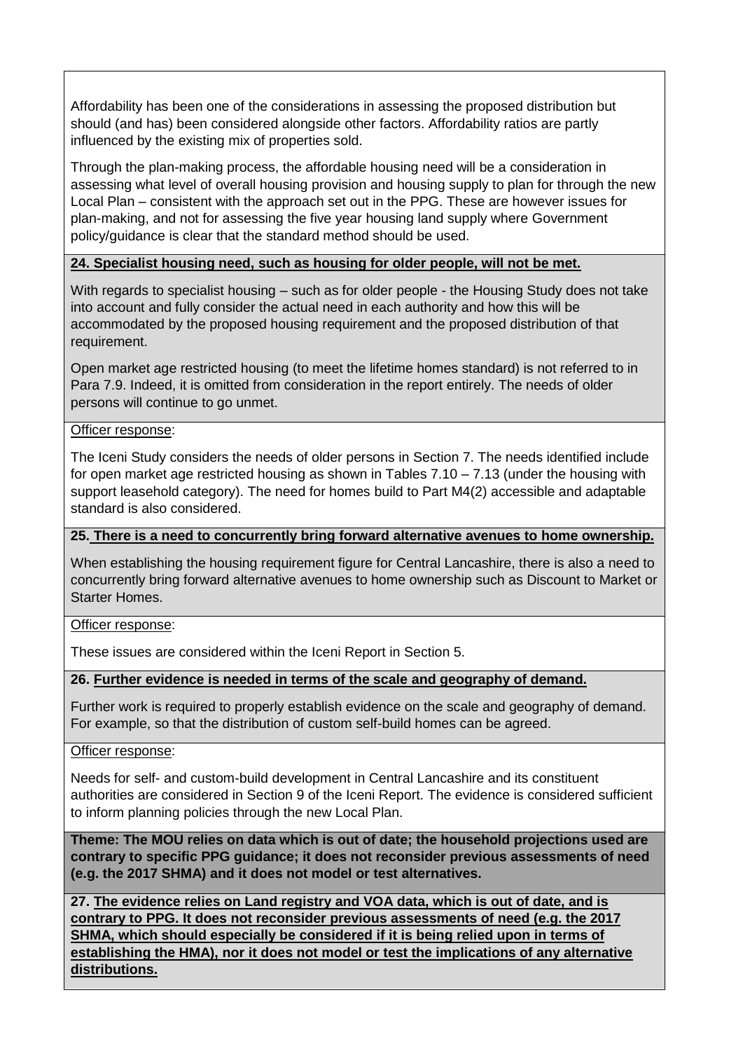Affordability has been one of the considerations in assessing the proposed distribution but should (and has) been considered alongside other factors. Affordability ratios are partly influenced by the existing mix of properties sold.

Through the plan-making process, the affordable housing need will be a consideration in assessing what level of overall housing provision and housing supply to plan for through the new Local Plan – consistent with the approach set out in the PPG. These are however issues for plan-making, and not for assessing the five year housing land supply where Government policy/guidance is clear that the standard method should be used.

**24. Specialist housing need, such as housing for older people, will not be met.**

With regards to specialist housing – such as for older people - the Housing Study does not take into account and fully consider the actual need in each authority and how this will be accommodated by the proposed housing requirement and the proposed distribution of that requirement.

Open market age restricted housing (to meet the lifetime homes standard) is not referred to in Para 7.9. Indeed, it is omitted from consideration in the report entirely. The needs of older persons will continue to go unmet.

Officer response:

The Iceni Study considers the needs of older persons in Section 7. The needs identified include for open market age restricted housing as shown in Tables 7.10 – 7.13 (under the housing with support leasehold category). The need for homes build to Part M4(2) accessible and adaptable standard is also considered.

**25. There is a need to concurrently bring forward alternative avenues to home ownership.**

When establishing the housing requirement figure for Central Lancashire, there is also a need to concurrently bring forward alternative avenues to home ownership such as Discount to Market or Starter Homes.

Officer response:

These issues are considered within the Iceni Report in Section 5.

**26. Further evidence is needed in terms of the scale and geography of demand.**

Further work is required to properly establish evidence on the scale and geography of demand. For example, so that the distribution of custom self-build homes can be agreed.

Officer response:

Needs for self- and custom-build development in Central Lancashire and its constituent authorities are considered in Section 9 of the Iceni Report. The evidence is considered sufficient to inform planning policies through the new Local Plan.

**Theme: The MOU relies on data which is out of date; the household projections used are contrary to specific PPG guidance; it does not reconsider previous assessments of need (e.g. the 2017 SHMA) and it does not model or test alternatives.**

**27. The evidence relies on Land registry and VOA data, which is out of date, and is contrary to PPG. It does not reconsider previous assessments of need (e.g. the 2017 SHMA, which should especially be considered if it is being relied upon in terms of establishing the HMA), nor it does not model or test the implications of any alternative distributions.**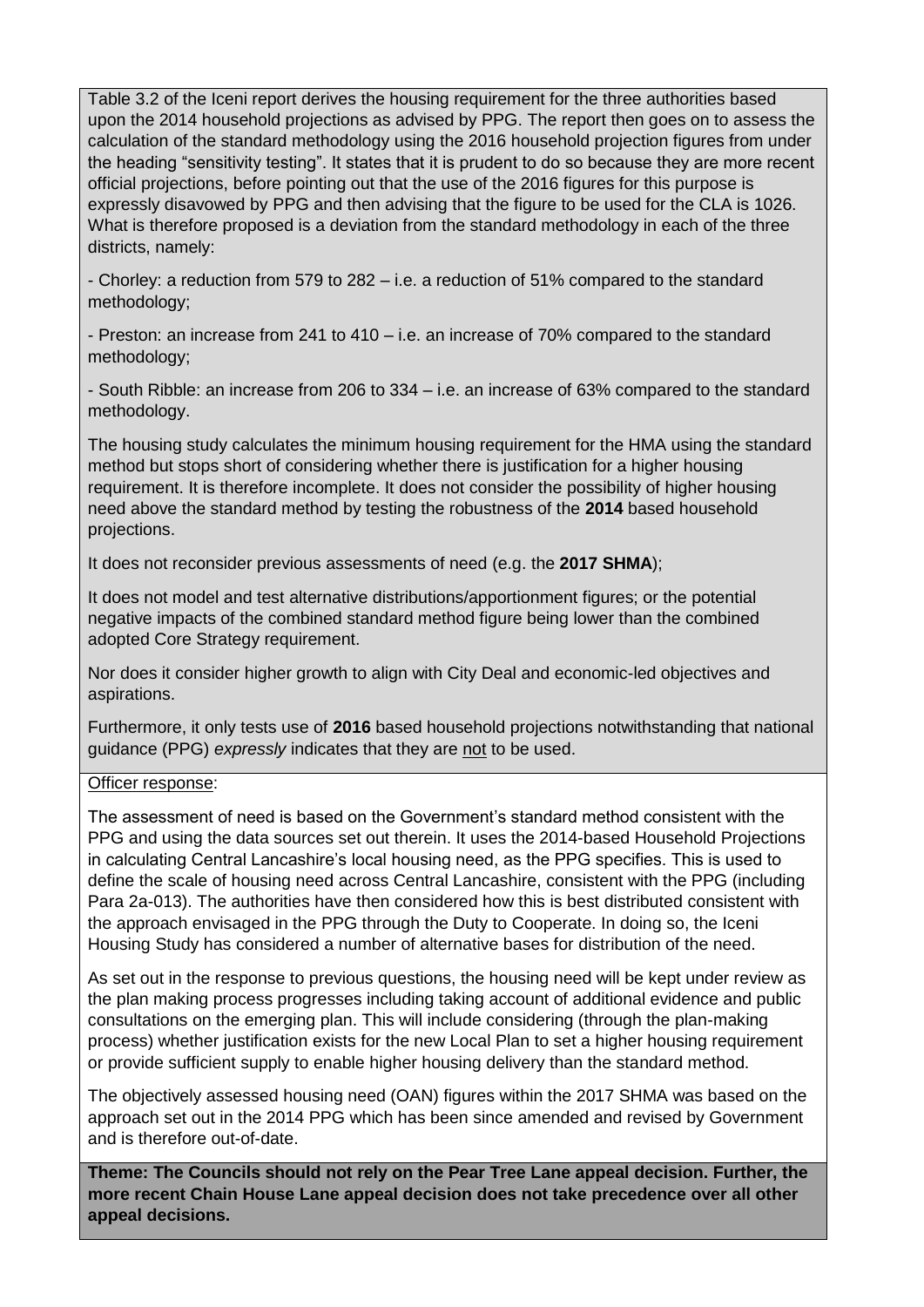Table 3.2 of the Iceni report derives the housing requirement for the three authorities based upon the 2014 household projections as advised by PPG. The report then goes on to assess the calculation of the standard methodology using the 2016 household projection figures from under the heading "sensitivity testing". It states that it is prudent to do so because they are more recent official projections, before pointing out that the use of the 2016 figures for this purpose is expressly disavowed by PPG and then advising that the figure to be used for the CLA is 1026. What is therefore proposed is a deviation from the standard methodology in each of the three districts, namely:

- Chorley: a reduction from 579 to 282 – i.e. a reduction of 51% compared to the standard methodology;

- Preston: an increase from 241 to 410 – i.e. an increase of 70% compared to the standard methodology;

- South Ribble: an increase from 206 to 334 – i.e. an increase of 63% compared to the standard methodology.

The housing study calculates the minimum housing requirement for the HMA using the standard method but stops short of considering whether there is justification for a higher housing requirement. It is therefore incomplete. It does not consider the possibility of higher housing need above the standard method by testing the robustness of the **2014** based household projections.

It does not reconsider previous assessments of need (e.g. the **2017 SHMA**);

It does not model and test alternative distributions/apportionment figures; or the potential negative impacts of the combined standard method figure being lower than the combined adopted Core Strategy requirement.

Nor does it consider higher growth to align with City Deal and economic-led objectives and aspirations.

Furthermore, it only tests use of **2016** based household projections notwithstanding that national guidance (PPG) *expressly* indicates that they are <u>not</u> to be used.

<u>Officer response</u>:

The assessment of need is based on the Government's standard method consistent with the PPG and using the data sources set out therein. It uses the 2014-based Household Projections in calculating Central Lancashire's local housing need, as the PPG specifies. This is used to define the scale of housing need across Central Lancashire, consistent with the PPG (including Para 2a-013). The authorities have then considered how this is best distributed consistent with the approach envisaged in the PPG through the Duty to Cooperate. In doing so, the Iceni Housing Study has considered a number of alternative bases for distribution of the need.

As set out in the response to previous questions, the housing need will be kept under review as the plan making process progresses including taking account of additional evidence and public consultations on the emerging plan. This will include considering (through the plan-making process) whether justification exists for the new Local Plan to set a higher housing requirement or provide sufficient supply to enable higher housing delivery than the standard method.

The objectively assessed housing need (OAN) figures within the 2017 SHMA was based on the approach set out in the 2014 PPG which has been since amended and revised by Government and is therefore out-of-date.

**Theme: The Councils should not rely on the Pear Tree Lane appeal decision. Further, the more recent Chain House Lane appeal decision does not take precedence over all other appeal decisions.**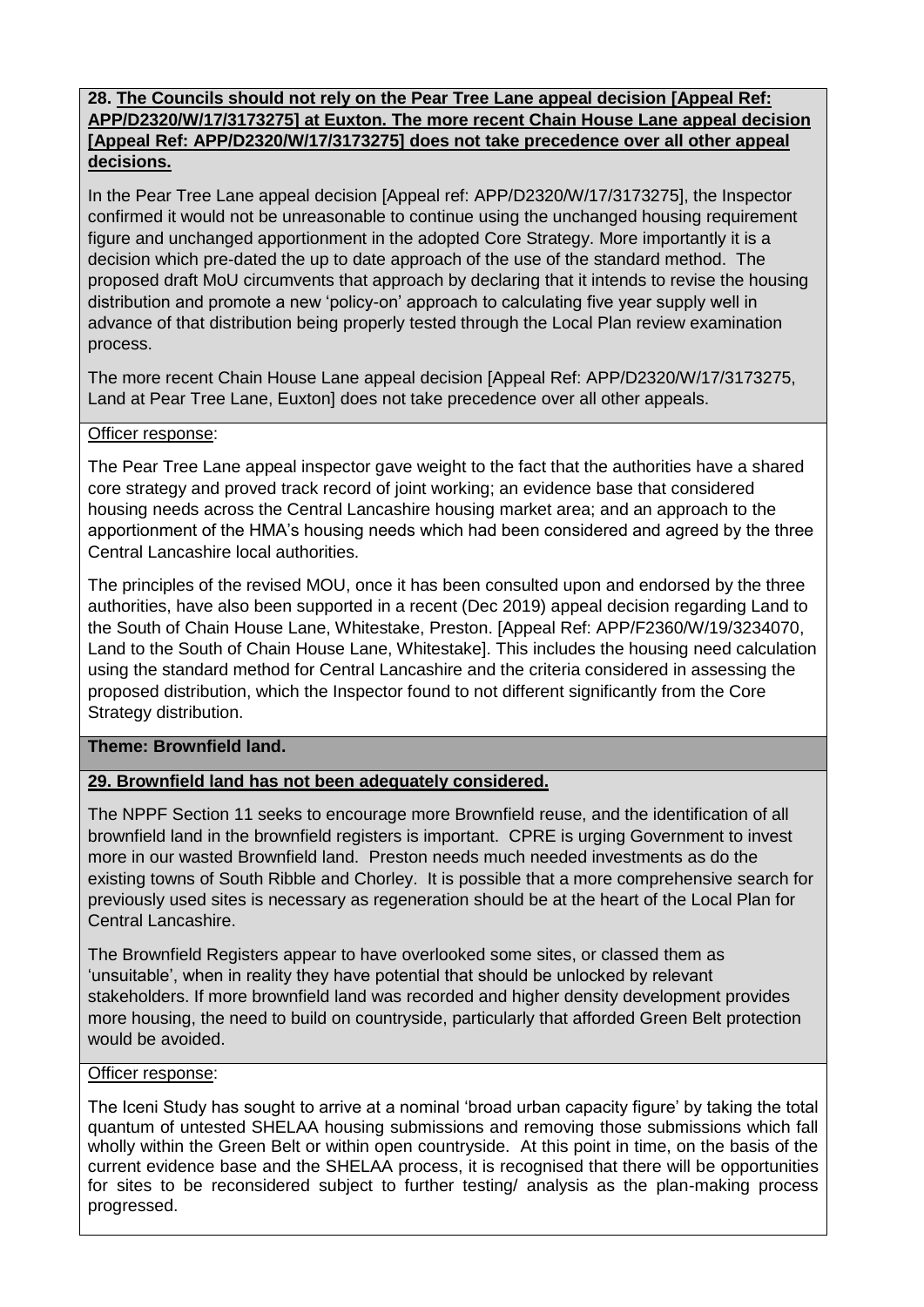**28. <u>The Councils should not rely on the Pear Tree Lane appeal decision [Appeal Ref: APP/D2320/W/17/3173275] at Euxton. The more recent Chain House Lane appeal decision [Appeal Ref: APP/D2320/W/17/3173275] does not take precedence over all other appeal decisions.</u>**

In the Pear Tree Lane appeal decision [Appeal ref: APP/D2320/W/17/3173275], the Inspector confirmed it would not be unreasonable to continue using the unchanged housing requirement figure and unchanged apportionment in the adopted Core Strategy. More importantly it is a decision which pre-dated the up to date approach of the use of the standard method. The proposed draft MoU circumvents that approach by declaring that it intends to revise the housing distribution and promote a new 'policy-on' approach to calculating five year supply well in advance of that distribution being properly tested through the Local Plan review examination process.

The more recent Chain House Lane appeal decision [Appeal Ref: APP/D2320/W/17/3173275, Land at Pear Tree Lane, Euxton] does not take precedence over all other appeals.

<u>Officer response</u>:

The Pear Tree Lane appeal inspector gave weight to the fact that the authorities have a shared core strategy and proved track record of joint working; an evidence base that considered housing needs across the Central Lancashire housing market area; and an approach to the apportionment of the HMA's housing needs which had been considered and agreed by the three Central Lancashire local authorities.

The principles of the revised MOU, once it has been consulted upon and endorsed by the three authorities, have also been supported in a recent (Dec 2019) appeal decision regarding Land to the South of Chain House Lane, Whitestake, Preston. [Appeal Ref: APP/F2360/W/19/3234070, Land to the South of Chain House Lane, Whitestake]. This includes the housing need calculation using the standard method for Central Lancashire and the criteria considered in assessing the proposed distribution, which the Inspector found to not different significantly from the Core Strategy distribution.

**Theme: Brownfield land.**

**29. <u>Brownfield land has not been adequately considered.</u>**

The NPPF Section 11 seeks to encourage more Brownfield reuse, and the identification of all brownfield land in the brownfield registers is important. CPRE is urging Government to invest more in our wasted Brownfield land. Preston needs much needed investments as do the existing towns of South Ribble and Chorley. It is possible that a more comprehensive search for previously used sites is necessary as regeneration should be at the heart of the Local Plan for Central Lancashire.

The Brownfield Registers appear to have overlooked some sites, or classed them as 'unsuitable', when in reality they have potential that should be unlocked by relevant stakeholders. If more brownfield land was recorded and higher density development provides more housing, the need to build on countryside, particularly that afforded Green Belt protection would be avoided.

<u>Officer response</u>:

The Iceni Study has sought to arrive at a nominal 'broad urban capacity figure' by taking the total quantum of untested SHELAA housing submissions and removing those submissions which fall wholly within the Green Belt or within open countryside. At this point in time, on the basis of the current evidence base and the SHELAA process, it is recognised that there will be opportunities for sites to be reconsidered subject to further testing/ analysis as the plan-making process progressed.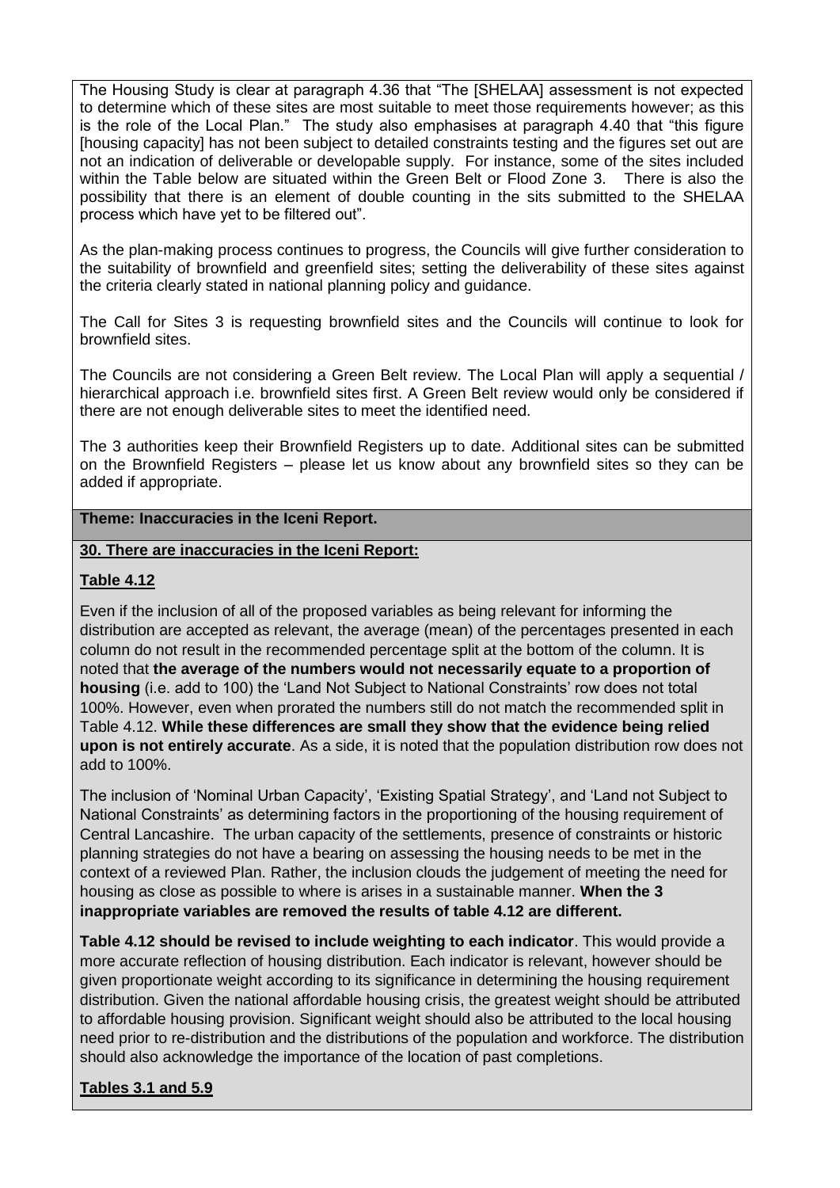The Housing Study is clear at paragraph 4.36 that "The [SHELAA] assessment is not expected to determine which of these sites are most suitable to meet those requirements however; as this is the role of the Local Plan." The study also emphasises at paragraph 4.40 that "this figure [housing capacity] has not been subject to detailed constraints testing and the figures set out are not an indication of deliverable or developable supply. For instance, some of the sites included within the Table below are situated within the Green Belt or Flood Zone 3. There is also the possibility that there is an element of double counting in the sits submitted to the SHELAA process which have yet to be filtered out".

As the plan-making process continues to progress, the Councils will give further consideration to the suitability of brownfield and greenfield sites; setting the deliverability of these sites against the criteria clearly stated in national planning policy and guidance.

The Call for Sites 3 is requesting brownfield sites and the Councils will continue to look for brownfield sites.

The Councils are not considering a Green Belt review. The Local Plan will apply a sequential / hierarchical approach i.e. brownfield sites first. A Green Belt review would only be considered if there are not enough deliverable sites to meet the identified need.

The 3 authorities keep their Brownfield Registers up to date. Additional sites can be submitted on the Brownfield Registers – please let us know about any brownfield sites so they can be added if appropriate.

**Theme: Inaccuracies in the Iceni Report.**

**30. There are inaccuracies in the Iceni Report:**

**Table 4.12**

Even if the inclusion of all of the proposed variables as being relevant for informing the distribution are accepted as relevant, the average (mean) of the percentages presented in each column do not result in the recommended percentage split at the bottom of the column. It is noted that **the average of the numbers would not necessarily equate to a proportion of housing** (i.e. add to 100) the 'Land Not Subject to National Constraints' row does not total 100%. However, even when prorated the numbers still do not match the recommended split in Table 4.12. **While these differences are small they show that the evidence being relied upon is not entirely accurate**. As a side, it is noted that the population distribution row does not add to 100%.

The inclusion of 'Nominal Urban Capacity', 'Existing Spatial Strategy', and 'Land not Subject to National Constraints' as determining factors in the proportioning of the housing requirement of Central Lancashire. The urban capacity of the settlements, presence of constraints or historic planning strategies do not have a bearing on assessing the housing needs to be met in the context of a reviewed Plan. Rather, the inclusion clouds the judgement of meeting the need for housing as close as possible to where is arises in a sustainable manner. **When the 3 inappropriate variables are removed the results of table 4.12 are different.**

**Table 4.12 should be revised to include weighting to each indicator**. This would provide a more accurate reflection of housing distribution. Each indicator is relevant, however should be given proportionate weight according to its significance in determining the housing requirement distribution. Given the national affordable housing crisis, the greatest weight should be attributed to affordable housing provision. Significant weight should also be attributed to the local housing need prior to re-distribution and the distributions of the population and workforce. The distribution should also acknowledge the importance of the location of past completions.

**Tables 3.1 and 5.9**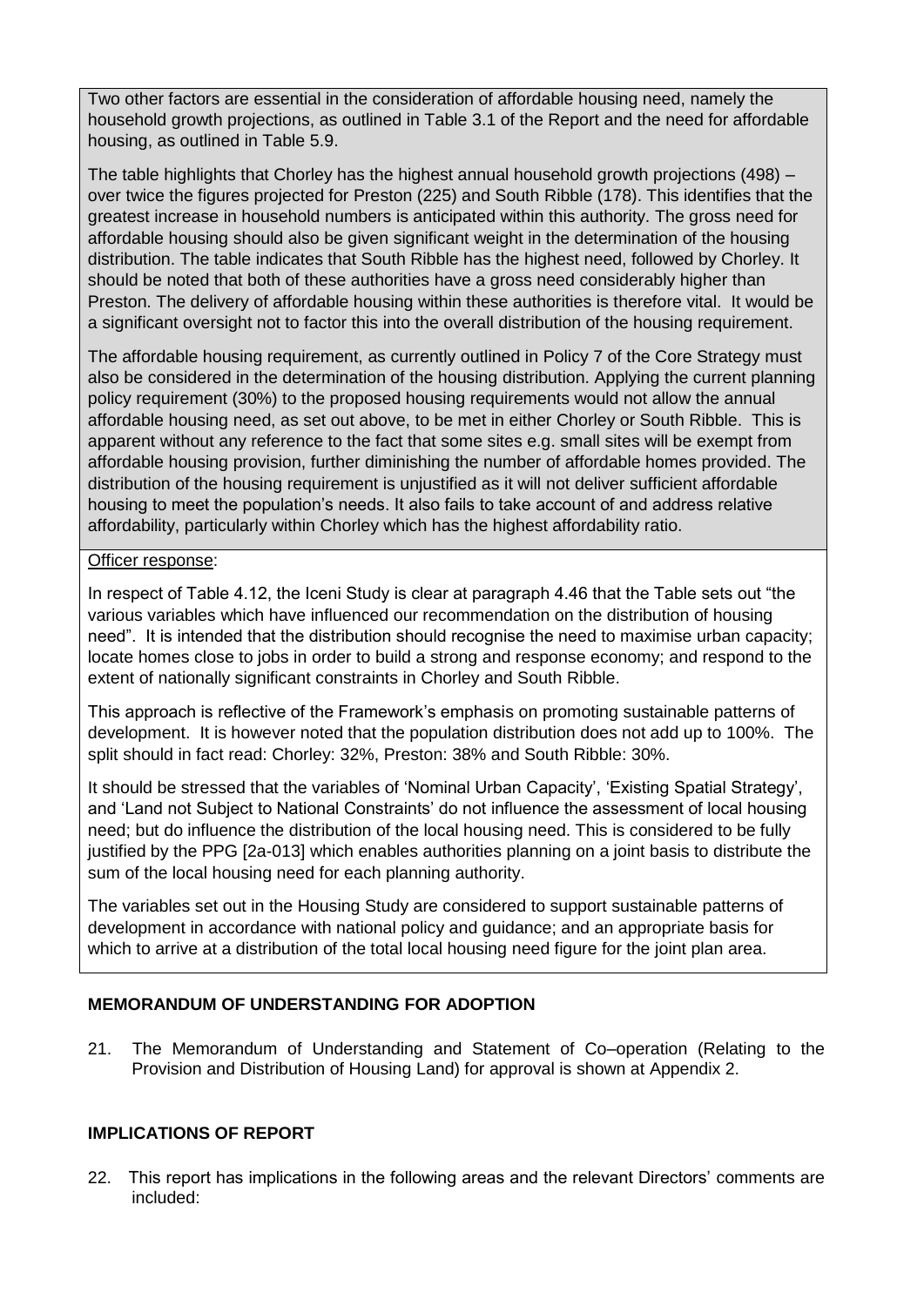Two other factors are essential in the consideration of affordable housing need, namely the household growth projections, as outlined in Table 3.1 of the Report and the need for affordable housing, as outlined in Table 5.9.

The table highlights that Chorley has the highest annual household growth projections (498) – over twice the figures projected for Preston (225) and South Ribble (178). This identifies that the greatest increase in household numbers is anticipated within this authority. The gross need for affordable housing should also be given significant weight in the determination of the housing distribution. The table indicates that South Ribble has the highest need, followed by Chorley. It should be noted that both of these authorities have a gross need considerably higher than Preston. The delivery of affordable housing within these authorities is therefore vital. It would be a significant oversight not to factor this into the overall distribution of the housing requirement.

The affordable housing requirement, as currently outlined in Policy 7 of the Core Strategy must also be considered in the determination of the housing distribution. Applying the current planning policy requirement (30%) to the proposed housing requirements would not allow the annual affordable housing need, as set out above, to be met in either Chorley or South Ribble. This is apparent without any reference to the fact that some sites e.g. small sites will be exempt from affordable housing provision, further diminishing the number of affordable homes provided. The distribution of the housing requirement is unjustified as it will not deliver sufficient affordable housing to meet the population's needs. It also fails to take account of and address relative affordability, particularly within Chorley which has the highest affordability ratio.

Officer response:

In respect of Table 4.12, the Iceni Study is clear at paragraph 4.46 that the Table sets out "the various variables which have influenced our recommendation on the distribution of housing need". It is intended that the distribution should recognise the need to maximise urban capacity; locate homes close to jobs in order to build a strong and response economy; and respond to the extent of nationally significant constraints in Chorley and South Ribble.

This approach is reflective of the Framework's emphasis on promoting sustainable patterns of development. It is however noted that the population distribution does not add up to 100%. The split should in fact read: Chorley: 32%, Preston: 38% and South Ribble: 30%.

It should be stressed that the variables of 'Nominal Urban Capacity', 'Existing Spatial Strategy', and 'Land not Subject to National Constraints' do not influence the assessment of local housing need; but do influence the distribution of the local housing need. This is considered to be fully justified by the PPG [2a-013] which enables authorities planning on a joint basis to distribute the sum of the local housing need for each planning authority.

The variables set out in the Housing Study are considered to support sustainable patterns of development in accordance with national policy and guidance; and an appropriate basis for which to arrive at a distribution of the total local housing need figure for the joint plan area.

## MEMORANDUM OF UNDERSTANDING FOR ADOPTION

21. The Memorandum of Understanding and Statement of Co–operation (Relating to the Provision and Distribution of Housing Land) for approval is shown at Appendix 2.

## IMPLICATIONS OF REPORT

22. This report has implications in the following areas and the relevant Directors' comments are included: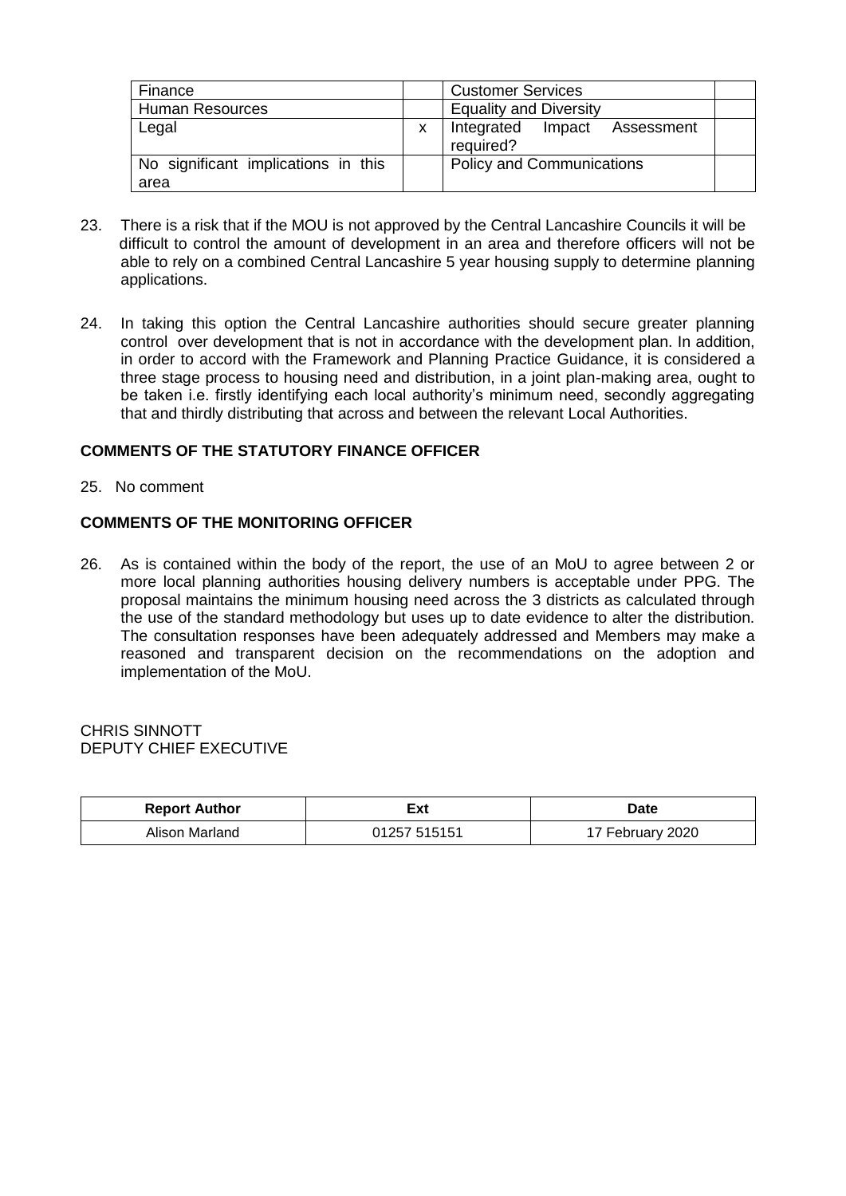| Finance | | Customer Services | |
|---|---|---|---|
| Human Resources | | Equality and Diversity | |
| Legal | x | Integrated Impact Assessment required? | |
| No significant implications in this area | | Policy and Communications | |

23. There is a risk that if the MOU is not approved by the Central Lancashire Councils it will be difficult to control the amount of development in an area and therefore officers will not be able to rely on a combined Central Lancashire 5 year housing supply to determine planning applications.

24. In taking this option the Central Lancashire authorities should secure greater planning control over development that is not in accordance with the development plan. In addition, in order to accord with the Framework and Planning Practice Guidance, it is considered a three stage process to housing need and distribution, in a joint plan-making area, ought to be taken i.e. firstly identifying each local authority's minimum need, secondly aggregating that and thirdly distributing that across and between the relevant Local Authorities.

## COMMENTS OF THE STATUTORY FINANCE OFFICER

25. No comment

## COMMENTS OF THE MONITORING OFFICER

26. As is contained within the body of the report, the use of an MoU to agree between 2 or more local planning authorities housing delivery numbers is acceptable under PPG. The proposal maintains the minimum housing need across the 3 districts as calculated through the use of the standard methodology but uses up to date evidence to alter the distribution. The consultation responses have been adequately addressed and Members may make a reasoned and transparent decision on the recommendations on the adoption and implementation of the MoU.

CHRIS SINNOTT
DEPUTY CHIEF EXECUTIVE

| Report Author | Ext | Date |
|---|---|---|
| Alison Marland | 01257 515151 | 17 February 2020 |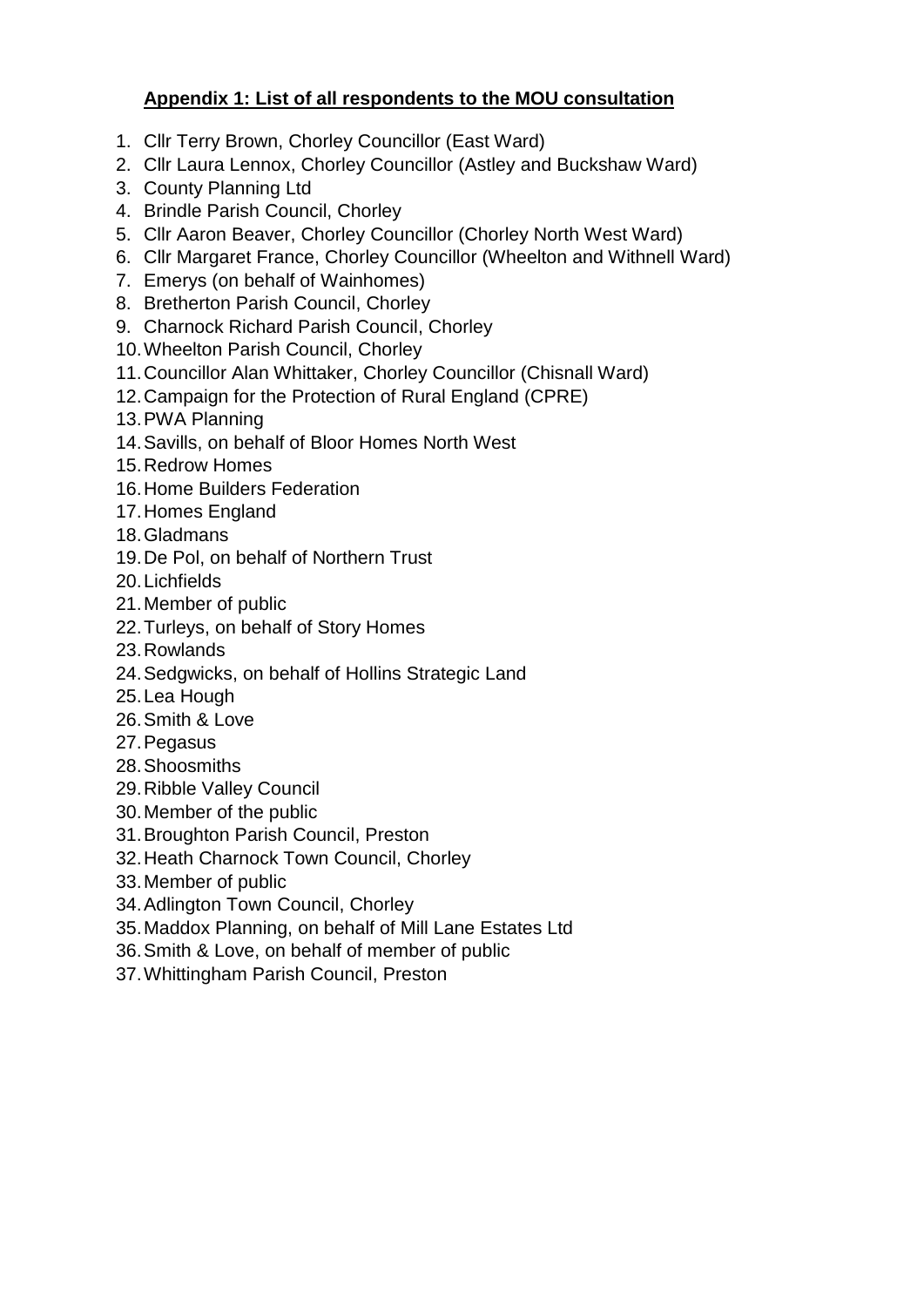**Appendix 1: List of all respondents to the MOU consultation**

1. Cllr Terry Brown, Chorley Councillor (East Ward)
2. Cllr Laura Lennox, Chorley Councillor (Astley and Buckshaw Ward)
3. County Planning Ltd
4. Brindle Parish Council, Chorley
5. Cllr Aaron Beaver, Chorley Councillor (Chorley North West Ward)
6. Cllr Margaret France, Chorley Councillor (Wheelton and Withnell Ward)
7. Emerys (on behalf of Wainhomes)
8. Bretherton Parish Council, Chorley
9. Charnock Richard Parish Council, Chorley
10. Wheelton Parish Council, Chorley
11. Councillor Alan Whittaker, Chorley Councillor (Chisnall Ward)
12. Campaign for the Protection of Rural England (CPRE)
13. PWA Planning
14. Savills, on behalf of Bloor Homes North West
15. Redrow Homes
16. Home Builders Federation
17. Homes England
18. Gladmans
19. De Pol, on behalf of Northern Trust
20. Lichfields
21. Member of public
22. Turleys, on behalf of Story Homes
23. Rowlands
24. Sedgwicks, on behalf of Hollins Strategic Land
25. Lea Hough
26. Smith & Love
27. Pegasus
28. Shoosmiths
29. Ribble Valley Council
30. Member of the public
31. Broughton Parish Council, Preston
32. Heath Charnock Town Council, Chorley
33. Member of public
34. Adlington Town Council, Chorley
35. Maddox Planning, on behalf of Mill Lane Estates Ltd
36. Smith & Love, on behalf of member of public
37. Whittingham Parish Council, Preston